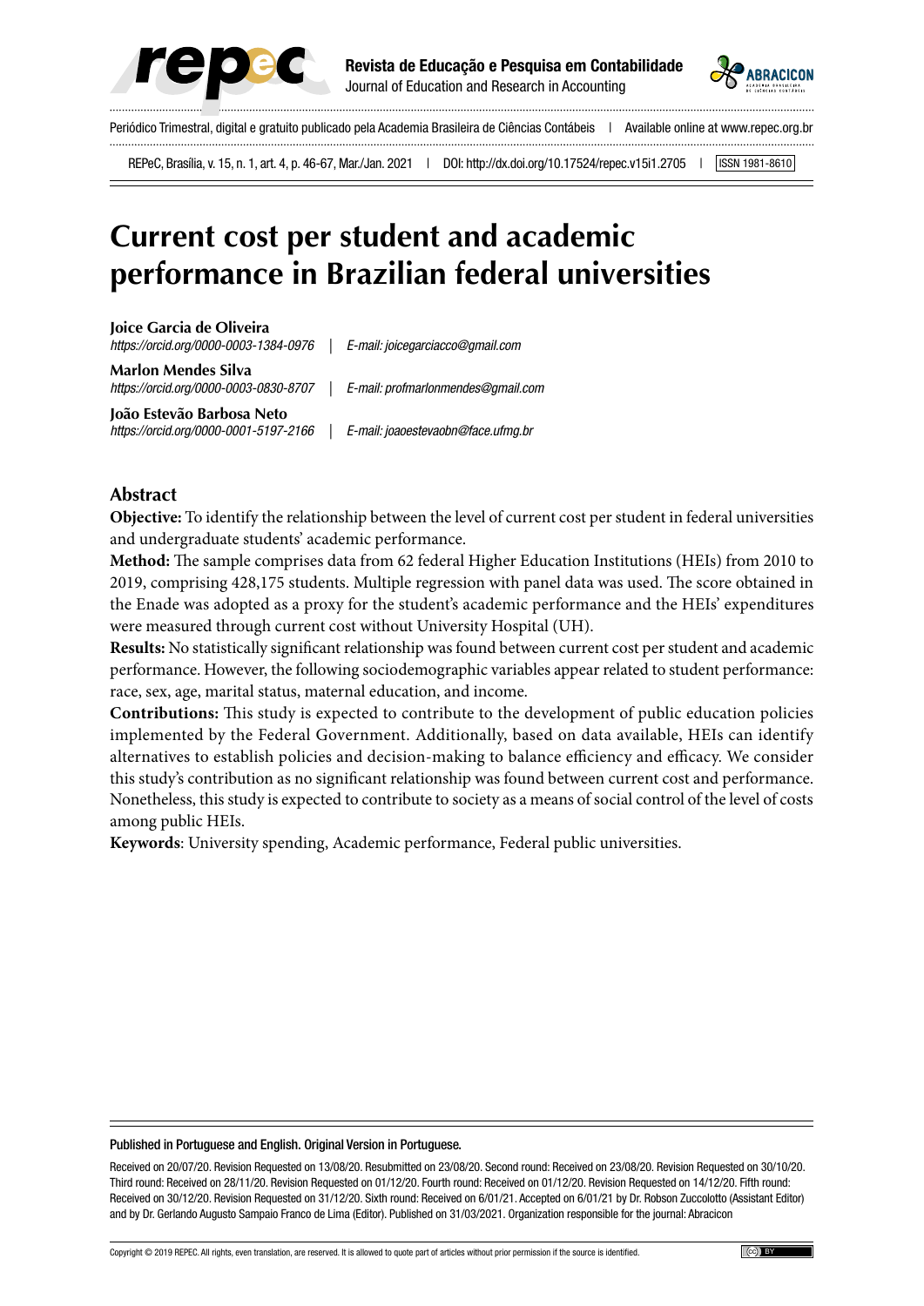# Current cost per student and academic performance in Brazilian federal universities

**Joice Garcia de Oliveira**
*https://orcid.org/0000-0003-1384-0976* | *E-mail: joicegarciacco@gmail.com*

**Marlon Mendes Silva**
*https://orcid.org/0000-0003-0830-8707* | *E-mail: profmarlonmendes@gmail.com*

**João Estevão Barbosa Neto**
*https://orcid.org/0000-0001-5197-2166* | *E-mail: joaoestevaobn@face.ufmg.br*

## Abstract

**Objective:** To identify the relationship between the level of current cost per student in federal universities and undergraduate students' academic performance.

**Method:** The sample comprises data from 62 federal Higher Education Institutions (HEIs) from 2010 to 2019, comprising 428,175 students. Multiple regression with panel data was used. The score obtained in the Enade was adopted as a proxy for the student's academic performance and the HEIs' expenditures were measured through current cost without University Hospital (UH).

**Results:** No statistically significant relationship was found between current cost per student and academic performance. However, the following sociodemographic variables appear related to student performance: race, sex, age, marital status, maternal education, and income.

**Contributions:** This study is expected to contribute to the development of public education policies implemented by the Federal Government. Additionally, based on data available, HEIs can identify alternatives to establish policies and decision-making to balance efficiency and efficacy. We consider this study's contribution as no significant relationship was found between current cost and performance. Nonetheless, this study is expected to contribute to society as a means of social control of the level of costs among public HEIs.

**Keywords**: University spending, Academic performance, Federal public universities.

Published in Portuguese and English. Original Version in Portuguese.

Received on 20/07/20. Revision Requested on 13/08/20. Resubmitted on 23/08/20. Second round: Received on 23/08/20. Revision Requested on 30/10/20. Third round: Received on 28/11/20. Revision Requested on 01/12/20. Fourth round: Received on 01/12/20. Revision Requested on 14/12/20. Fifth round: Received on 30/12/20. Revision Requested on 31/12/20. Sixth round: Received on 6/01/21. Accepted on 6/01/21 by Dr. Robson Zuccolotto (Assistant Editor) and by Dr. Gerlando Augusto Sampaio Franco de Lima (Editor). Published on 31/03/2021. Organization responsible for the journal: Abracicon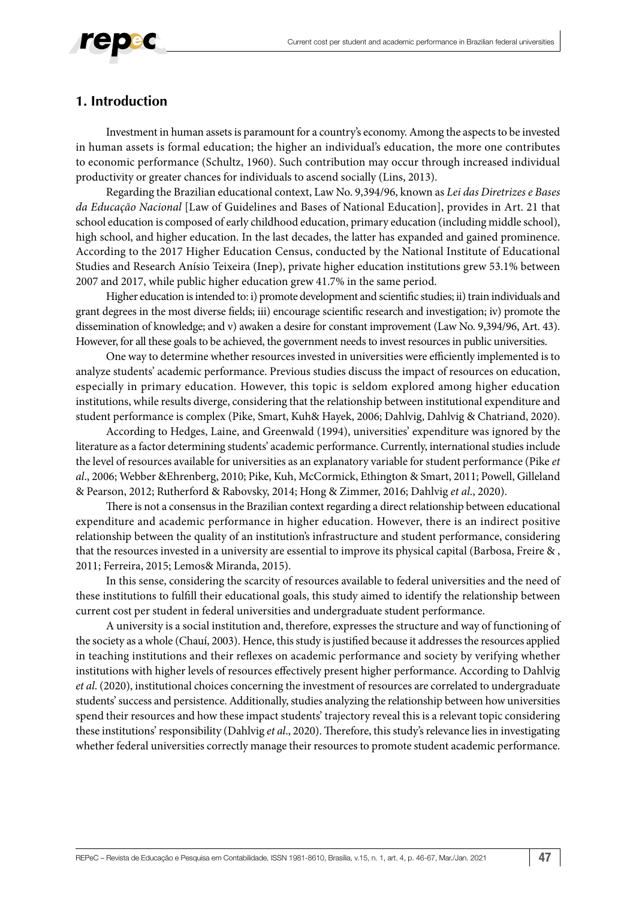## 1. Introduction

Investment in human assets is paramount for a country's economy. Among the aspects to be invested in human assets is formal education; the higher an individual's education, the more one contributes to economic performance (Schultz, 1960). Such contribution may occur through increased individual productivity or greater chances for individuals to ascend socially (Lins, 2013).

Regarding the Brazilian educational context, Law No. 9,394/96, known as *Lei das Diretrizes e Bases da Educação Nacional* [Law of Guidelines and Bases of National Education], provides in Art. 21 that school education is composed of early childhood education, primary education (including middle school), high school, and higher education. In the last decades, the latter has expanded and gained prominence. According to the 2017 Higher Education Census, conducted by the National Institute of Educational Studies and Research Anísio Teixeira (Inep), private higher education institutions grew 53.1% between 2007 and 2017, while public higher education grew 41.7% in the same period.

Higher education is intended to: i) promote development and scientific studies; ii) train individuals and grant degrees in the most diverse fields; iii) encourage scientific research and investigation; iv) promote the dissemination of knowledge; and v) awaken a desire for constant improvement (Law No. 9,394/96, Art. 43). However, for all these goals to be achieved, the government needs to invest resources in public universities.

One way to determine whether resources invested in universities were efficiently implemented is to analyze students' academic performance. Previous studies discuss the impact of resources on education, especially in primary education. However, this topic is seldom explored among higher education institutions, while results diverge, considering that the relationship between institutional expenditure and student performance is complex (Pike, Smart, Kuh& Hayek, 2006; Dahlvig, Dahlvig & Chatriand, 2020).

According to Hedges, Laine, and Greenwald (1994), universities' expenditure was ignored by the literature as a factor determining students' academic performance. Currently, international studies include the level of resources available for universities as an explanatory variable for student performance (Pike *et al*., 2006; Webber &Ehrenberg, 2010; Pike, Kuh, McCormick, Ethington & Smart, 2011; Powell, Gilleland & Pearson, 2012; Rutherford & Rabovsky, 2014; Hong & Zimmer, 2016; Dahlvig *et al*., 2020).

There is not a consensus in the Brazilian context regarding a direct relationship between educational expenditure and academic performance in higher education. However, there is an indirect positive relationship between the quality of an institution's infrastructure and student performance, considering that the resources invested in a university are essential to improve its physical capital (Barbosa, Freire & , 2011; Ferreira, 2015; Lemos& Miranda, 2015).

In this sense, considering the scarcity of resources available to federal universities and the need of these institutions to fulfill their educational goals, this study aimed to identify the relationship between current cost per student in federal universities and undergraduate student performance.

A university is a social institution and, therefore, expresses the structure and way of functioning of the society as a whole (Chauí, 2003). Hence, this study is justified because it addresses the resources applied in teaching institutions and their reflexes on academic performance and society by verifying whether institutions with higher levels of resources effectively present higher performance. According to Dahlvig *et al*. (2020), institutional choices concerning the investment of resources are correlated to undergraduate students' success and persistence. Additionally, studies analyzing the relationship between how universities spend their resources and how these impact students' trajectory reveal this is a relevant topic considering these institutions' responsibility (Dahlvig *et al*., 2020). Therefore, this study's relevance lies in investigating whether federal universities correctly manage their resources to promote student academic performance.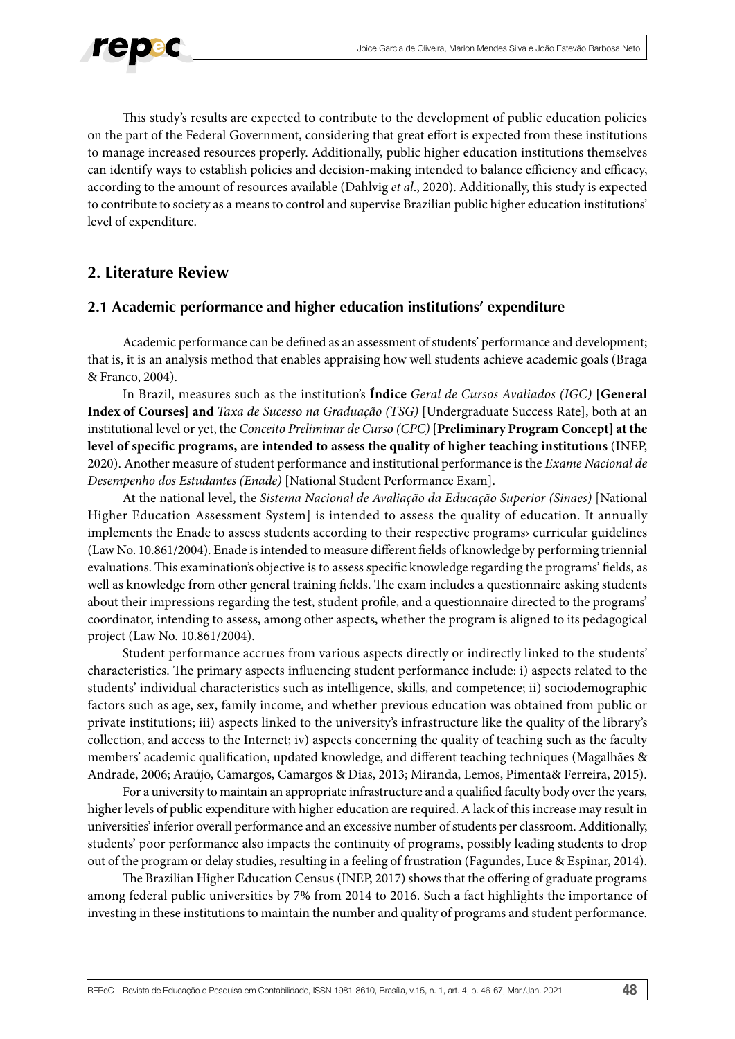This study's results are expected to contribute to the development of public education policies on the part of the Federal Government, considering that great effort is expected from these institutions to manage increased resources properly. Additionally, public higher education institutions themselves can identify ways to establish policies and decision-making intended to balance efficiency and efficacy, according to the amount of resources available (Dahlvig *et al*., 2020). Additionally, this study is expected to contribute to society as a means to control and supervise Brazilian public higher education institutions' level of expenditure.

## 2. Literature Review

### 2.1 Academic performance and higher education institutions' expenditure

Academic performance can be defined as an assessment of students' performance and development; that is, it is an analysis method that enables appraising how well students achieve academic goals (Braga & Franco, 2004).

In Brazil, measures such as the institution's **Índice** *Geral de Cursos Avaliados (IGC)* **[General Index of Courses] and** *Taxa de Sucesso na Graduação (TSG)* [Undergraduate Success Rate], both at an institutional level or yet, the *Conceito Preliminar de Curso (CPC)* **[Preliminary Program Concept] at the level of specific programs, are intended to assess the quality of higher teaching institutions** (INEP, 2020). Another measure of student performance and institutional performance is the *Exame Nacional de Desempenho dos Estudantes (Enade)* [National Student Performance Exam].

At the national level, the *Sistema Nacional de Avaliação da Educação Superior (Sinaes)* [National Higher Education Assessment System] is intended to assess the quality of education. It annually implements the Enade to assess students according to their respective programs› curricular guidelines (Law No. 10.861/2004). Enade is intended to measure different fields of knowledge by performing triennial evaluations. This examination's objective is to assess specific knowledge regarding the programs' fields, as well as knowledge from other general training fields. The exam includes a questionnaire asking students about their impressions regarding the test, student profile, and a questionnaire directed to the programs' coordinator, intending to assess, among other aspects, whether the program is aligned to its pedagogical project (Law No. 10.861/2004).

Student performance accrues from various aspects directly or indirectly linked to the students' characteristics. The primary aspects influencing student performance include: i) aspects related to the students' individual characteristics such as intelligence, skills, and competence; ii) sociodemographic factors such as age, sex, family income, and whether previous education was obtained from public or private institutions; iii) aspects linked to the university's infrastructure like the quality of the library's collection, and access to the Internet; iv) aspects concerning the quality of teaching such as the faculty members' academic qualification, updated knowledge, and different teaching techniques (Magalhães & Andrade, 2006; Araújo, Camargos, Camargos & Dias, 2013; Miranda, Lemos, Pimenta& Ferreira, 2015).

For a university to maintain an appropriate infrastructure and a qualified faculty body over the years, higher levels of public expenditure with higher education are required. A lack of this increase may result in universities' inferior overall performance and an excessive number of students per classroom. Additionally, students' poor performance also impacts the continuity of programs, possibly leading students to drop out of the program or delay studies, resulting in a feeling of frustration (Fagundes, Luce & Espinar, 2014).

The Brazilian Higher Education Census (INEP, 2017) shows that the offering of graduate programs among federal public universities by 7% from 2014 to 2016. Such a fact highlights the importance of investing in these institutions to maintain the number and quality of programs and student performance.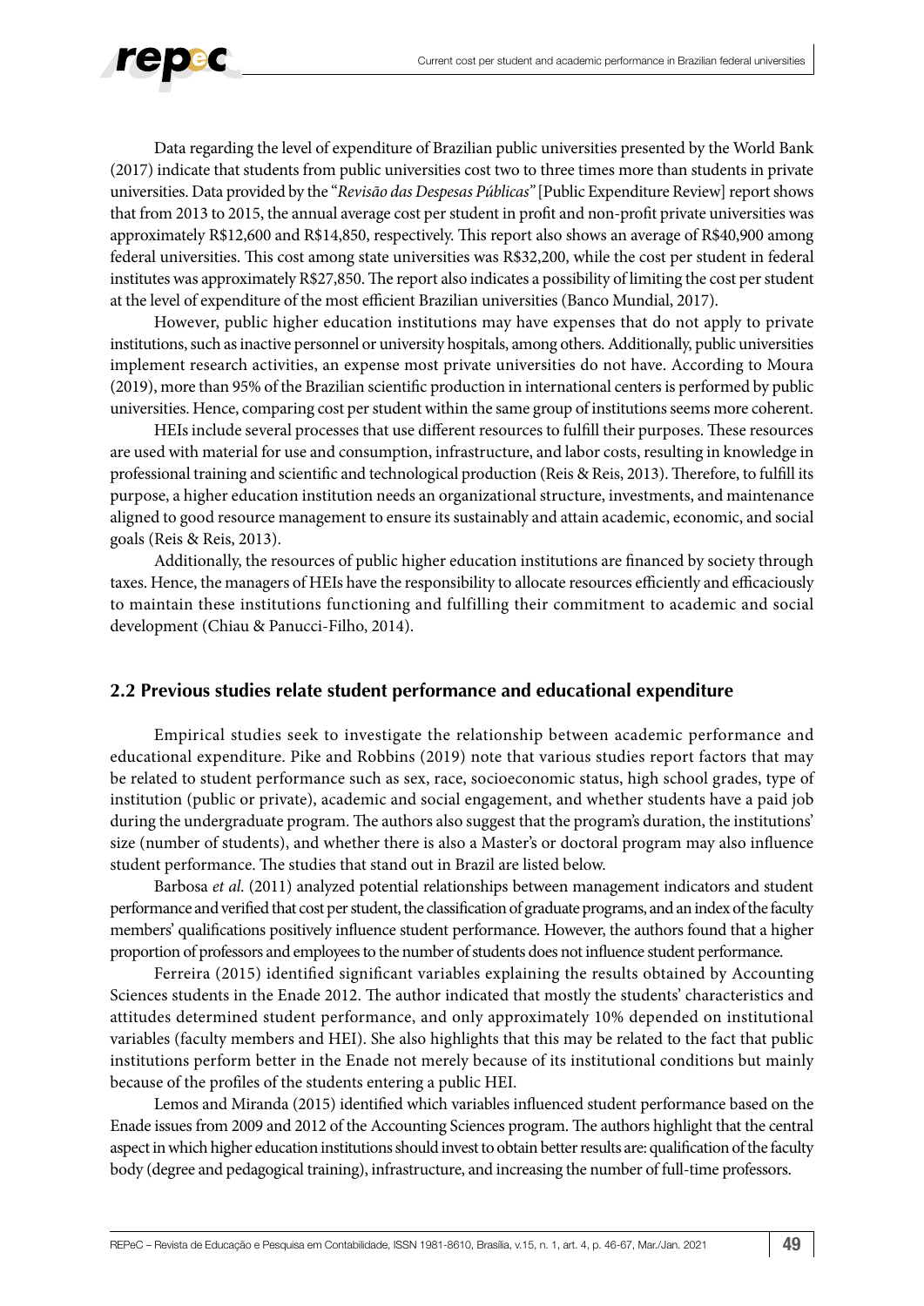Data regarding the level of expenditure of Brazilian public universities presented by the World Bank (2017) indicate that students from public universities cost two to three times more than students in private universities. Data provided by the "*Revisão das Despesas Públicas*" [Public Expenditure Review] report shows that from 2013 to 2015, the annual average cost per student in profit and non-profit private universities was approximately R$12,600 and R$14,850, respectively. This report also shows an average of R$40,900 among federal universities. This cost among state universities was R$32,200, while the cost per student in federal institutes was approximately R$27,850. The report also indicates a possibility of limiting the cost per student at the level of expenditure of the most efficient Brazilian universities (Banco Mundial, 2017).

However, public higher education institutions may have expenses that do not apply to private institutions, such as inactive personnel or university hospitals, among others. Additionally, public universities implement research activities, an expense most private universities do not have. According to Moura (2019), more than 95% of the Brazilian scientific production in international centers is performed by public universities. Hence, comparing cost per student within the same group of institutions seems more coherent.

HEIs include several processes that use different resources to fulfill their purposes. These resources are used with material for use and consumption, infrastructure, and labor costs, resulting in knowledge in professional training and scientific and technological production (Reis & Reis, 2013). Therefore, to fulfill its purpose, a higher education institution needs an organizational structure, investments, and maintenance aligned to good resource management to ensure its sustainably and attain academic, economic, and social goals (Reis & Reis, 2013).

Additionally, the resources of public higher education institutions are financed by society through taxes. Hence, the managers of HEIs have the responsibility to allocate resources efficiently and efficaciously to maintain these institutions functioning and fulfilling their commitment to academic and social development (Chiau & Panucci-Filho, 2014).

## 2.2 Previous studies relate student performance and educational expenditure

Empirical studies seek to investigate the relationship between academic performance and educational expenditure. Pike and Robbins (2019) note that various studies report factors that may be related to student performance such as sex, race, socioeconomic status, high school grades, type of institution (public or private), academic and social engagement, and whether students have a paid job during the undergraduate program. The authors also suggest that the program's duration, the institutions' size (number of students), and whether there is also a Master's or doctoral program may also influence student performance. The studies that stand out in Brazil are listed below.

Barbosa *et al*. (2011) analyzed potential relationships between management indicators and student performance and verified that cost per student, the classification of graduate programs, and an index of the faculty members' qualifications positively influence student performance. However, the authors found that a higher proportion of professors and employees to the number of students does not influence student performance.

Ferreira (2015) identified significant variables explaining the results obtained by Accounting Sciences students in the Enade 2012. The author indicated that mostly the students' characteristics and attitudes determined student performance, and only approximately 10% depended on institutional variables (faculty members and HEI). She also highlights that this may be related to the fact that public institutions perform better in the Enade not merely because of its institutional conditions but mainly because of the profiles of the students entering a public HEI.

Lemos and Miranda (2015) identified which variables influenced student performance based on the Enade issues from 2009 and 2012 of the Accounting Sciences program. The authors highlight that the central aspect in which higher education institutions should invest to obtain better results are: qualification of the faculty body (degree and pedagogical training), infrastructure, and increasing the number of full-time professors.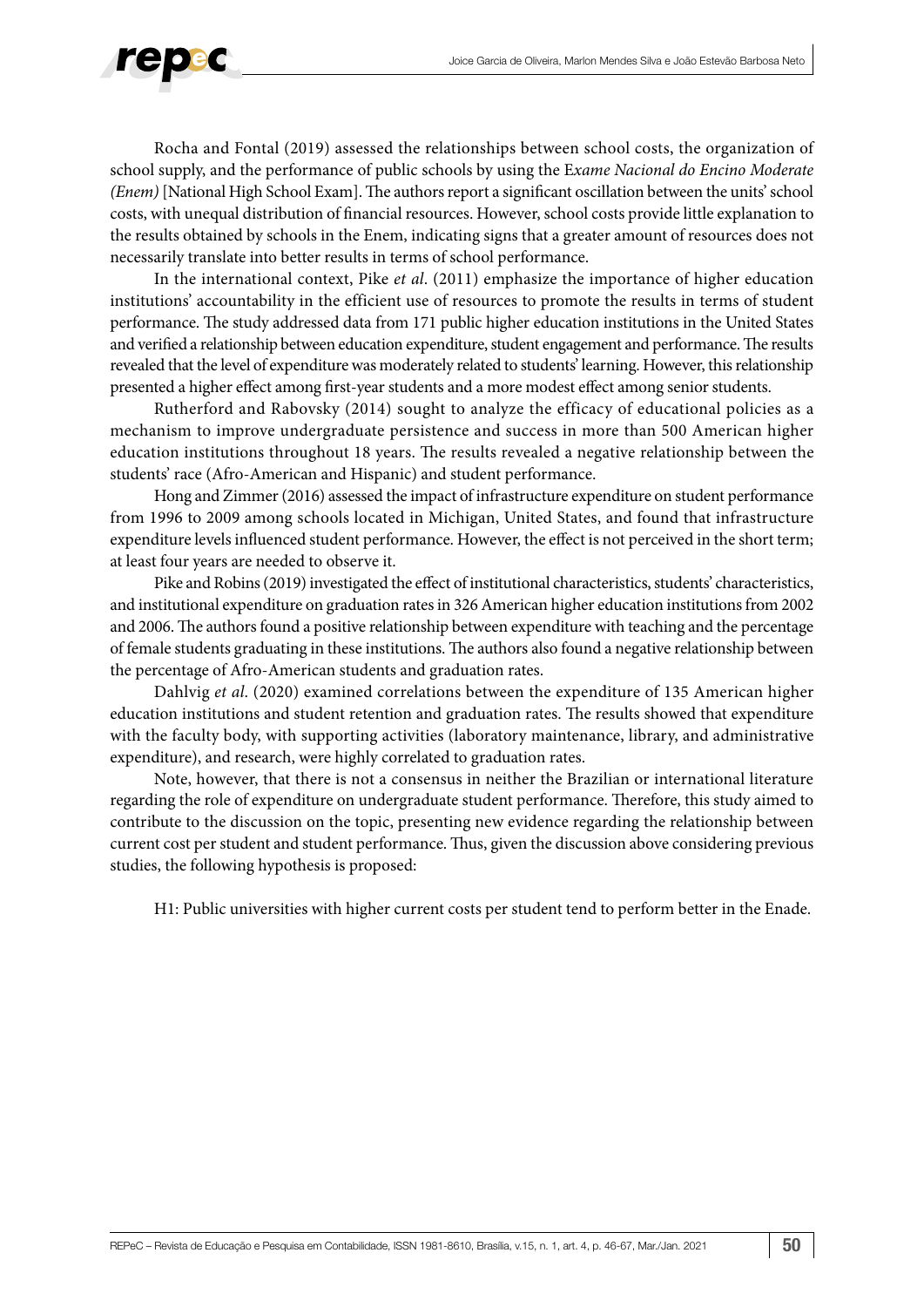Rocha and Fontal (2019) assessed the relationships between school costs, the organization of school supply, and the performance of public schools by using the E*xame Nacional do Encino Moderate (Enem)* [National High School Exam]. The authors report a significant oscillation between the units' school costs, with unequal distribution of financial resources. However, school costs provide little explanation to the results obtained by schools in the Enem, indicating signs that a greater amount of resources does not necessarily translate into better results in terms of school performance.

In the international context, Pike *et al*. (2011) emphasize the importance of higher education institutions' accountability in the efficient use of resources to promote the results in terms of student performance. The study addressed data from 171 public higher education institutions in the United States and verified a relationship between education expenditure, student engagement and performance. The results revealed that the level of expenditure was moderately related to students' learning. However, this relationship presented a higher effect among first-year students and a more modest effect among senior students.

Rutherford and Rabovsky (2014) sought to analyze the efficacy of educational policies as a mechanism to improve undergraduate persistence and success in more than 500 American higher education institutions throughout 18 years. The results revealed a negative relationship between the students' race (Afro-American and Hispanic) and student performance.

Hong and Zimmer (2016) assessed the impact of infrastructure expenditure on student performance from 1996 to 2009 among schools located in Michigan, United States, and found that infrastructure expenditure levels influenced student performance. However, the effect is not perceived in the short term; at least four years are needed to observe it.

Pike and Robins (2019) investigated the effect of institutional characteristics, students' characteristics, and institutional expenditure on graduation rates in 326 American higher education institutions from 2002 and 2006. The authors found a positive relationship between expenditure with teaching and the percentage of female students graduating in these institutions. The authors also found a negative relationship between the percentage of Afro-American students and graduation rates.

Dahlvig *et al*. (2020) examined correlations between the expenditure of 135 American higher education institutions and student retention and graduation rates. The results showed that expenditure with the faculty body, with supporting activities (laboratory maintenance, library, and administrative expenditure), and research, were highly correlated to graduation rates.

Note, however, that there is not a consensus in neither the Brazilian or international literature regarding the role of expenditure on undergraduate student performance. Therefore, this study aimed to contribute to the discussion on the topic, presenting new evidence regarding the relationship between current cost per student and student performance. Thus, given the discussion above considering previous studies, the following hypothesis is proposed:

H1: Public universities with higher current costs per student tend to perform better in the Enade.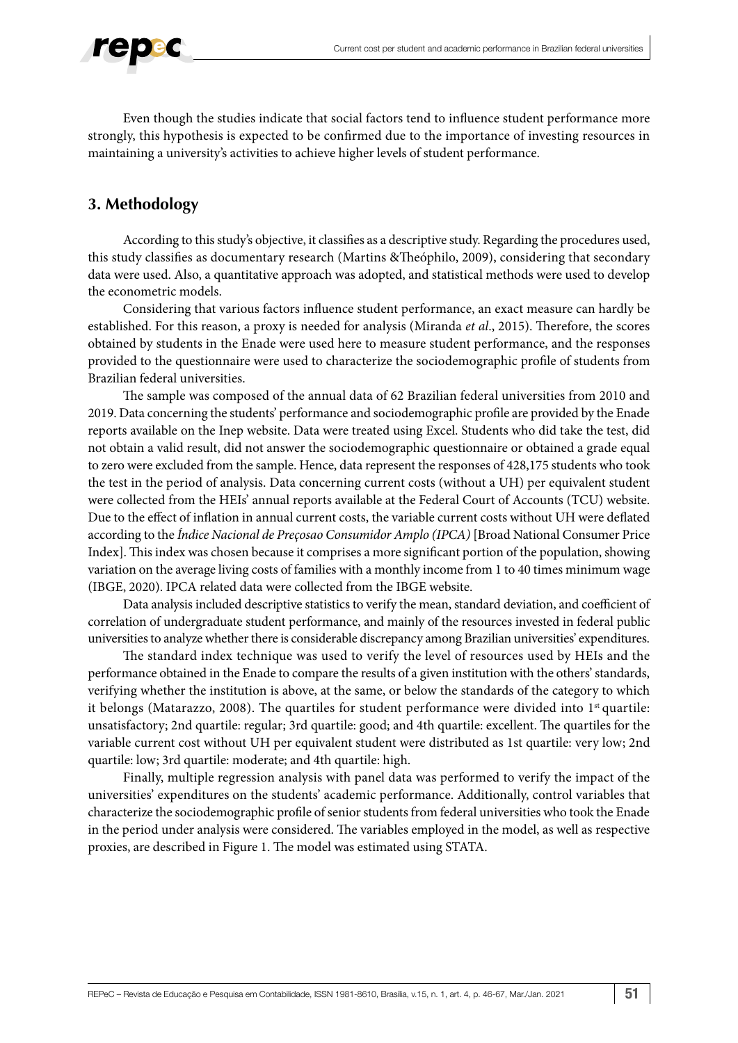Even though the studies indicate that social factors tend to influence student performance more strongly, this hypothesis is expected to be confirmed due to the importance of investing resources in maintaining a university's activities to achieve higher levels of student performance.

## 3. Methodology

According to this study's objective, it classifies as a descriptive study. Regarding the procedures used, this study classifies as documentary research (Martins &Théophilo, 2009), considering that secondary data were used. Also, a quantitative approach was adopted, and statistical methods were used to develop the econometric models.

Considering that various factors influence student performance, an exact measure can hardly be established. For this reason, a proxy is needed for analysis (Miranda *et al*., 2015). Therefore, the scores obtained by students in the Enade were used here to measure student performance, and the responses provided to the questionnaire were used to characterize the sociodemographic profile of students from Brazilian federal universities.

The sample was composed of the annual data of 62 Brazilian federal universities from 2010 and 2019. Data concerning the students' performance and sociodemographic profile are provided by the Enade reports available on the Inep website. Data were treated using Excel. Students who did take the test, did not obtain a valid result, did not answer the sociodemographic questionnaire or obtained a grade equal to zero were excluded from the sample. Hence, data represent the responses of 428,175 students who took the test in the period of analysis. Data concerning current costs (without a UH) per equivalent student were collected from the HEIs' annual reports available at the Federal Court of Accounts (TCU) website. Due to the effect of inflation in annual current costs, the variable current costs without UH were deflated according to the *Índice Nacional de Preçosao Consumidor Amplo (IPCA)* [Broad National Consumer Price Index]. This index was chosen because it comprises a more significant portion of the population, showing variation on the average living costs of families with a monthly income from 1 to 40 times minimum wage (IBGE, 2020). IPCA related data were collected from the IBGE website.

Data analysis included descriptive statistics to verify the mean, standard deviation, and coefficient of correlation of undergraduate student performance, and mainly of the resources invested in federal public universities to analyze whether there is considerable discrepancy among Brazilian universities' expenditures.

The standard index technique was used to verify the level of resources used by HEIs and the performance obtained in the Enade to compare the results of a given institution with the others' standards, verifying whether the institution is above, at the same, or below the standards of the category to which it belongs (Matarazzo, 2008). The quartiles for student performance were divided into 1st quartile: unsatisfactory; 2nd quartile: regular; 3rd quartile: good; and 4th quartile: excellent. The quartiles for the variable current cost without UH per equivalent student were distributed as 1st quartile: very low; 2nd quartile: low; 3rd quartile: moderate; and 4th quartile: high.

Finally, multiple regression analysis with panel data was performed to verify the impact of the universities' expenditures on the students' academic performance. Additionally, control variables that characterize the sociodemographic profile of senior students from federal universities who took the Enade in the period under analysis were considered. The variables employed in the model, as well as respective proxies, are described in Figure 1. The model was estimated using STATA.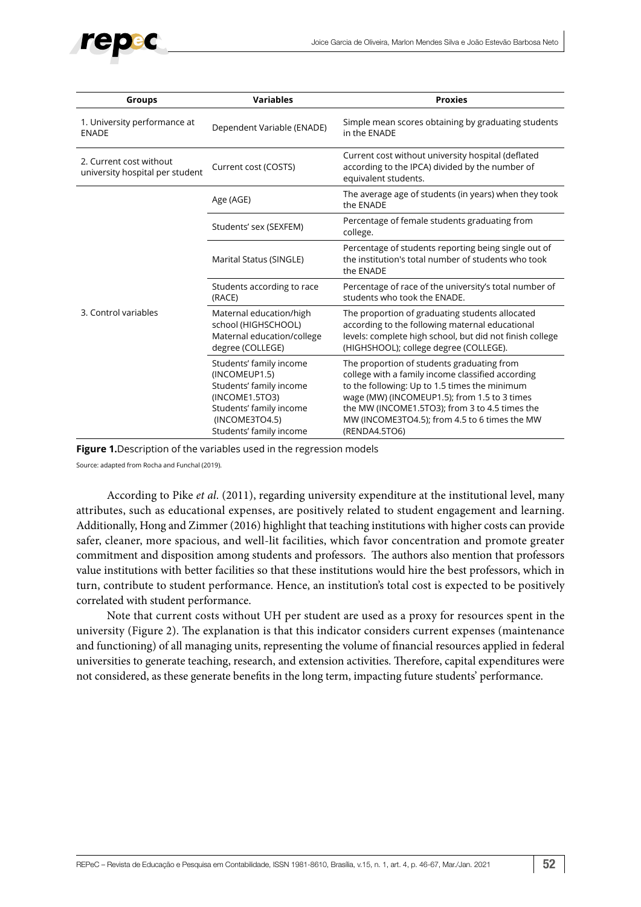| Groups | Variables | Proxies |
|---|---|---|
| 1. University performance at ENADE | Dependent Variable (ENADE) | Simple mean scores obtaining by graduating students in the ENADE |
| 2. Current cost without university hospital per student | Current cost (COSTS) | Current cost without university hospital (deflated according to the IPCA) divided by the number of equivalent students. |
| 3. Control variables | Age (AGE) | The average age of students (in years) when they took the ENADE |
| | Students' sex (SEXFEM) | Percentage of female students graduating from college. |
| | Marital Status (SINGLE) | Percentage of students reporting being single out of the institution's total number of students who took the ENADE |
| | Students according to race (RACE) | Percentage of race of the university's total number of students who took the ENADE. |
| | Maternal education/high school (HIGHSCHOOL) Maternal education/college degree (COLLEGE) | The proportion of graduating students allocated according to the following maternal educational levels: complete high school, but did not finish college (HIGHSHOOL); college degree (COLLEGE). |
| | Students' family income (INCOMEUP1.5) Students' family income (INCOME1.5TO3) Students' family income (INCOME3TO4.5) Students' family income | The proportion of students graduating from college with a family income classified according to the following: Up to 1.5 times the minimum wage (MW) (INCOMEUP1.5); from 1.5 to 3 times the MW (INCOME1.5TO3); from 3 to 4.5 times the MW (INCOME3TO4.5); from 4.5 to 6 times the MW (RENDA4.5TO6) |

**Figure 1.** Description of the variables used in the regression models

Source: adapted from Rocha and Funchal (2019).

According to Pike *et al*. (2011), regarding university expenditure at the institutional level, many attributes, such as educational expenses, are positively related to student engagement and learning. Additionally, Hong and Zimmer (2016) highlight that teaching institutions with higher costs can provide safer, cleaner, more spacious, and well-lit facilities, which favor concentration and promote greater commitment and disposition among students and professors. The authors also mention that professors value institutions with better facilities so that these institutions would hire the best professors, which in turn, contribute to student performance. Hence, an institution's total cost is expected to be positively correlated with student performance.

Note that current costs without UH per student are used as a proxy for resources spent in the university (Figure 2). The explanation is that this indicator considers current expenses (maintenance and functioning) of all managing units, representing the volume of financial resources applied in federal universities to generate teaching, research, and extension activities. Therefore, capital expenditures were not considered, as these generate benefits in the long term, impacting future students' performance.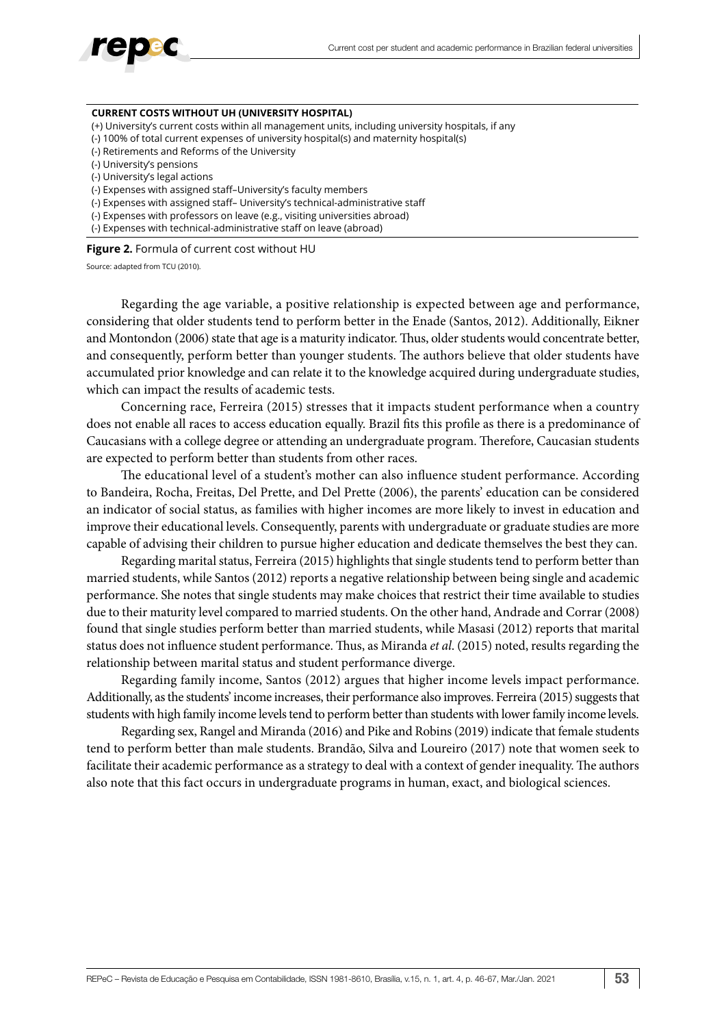**CURRENT COSTS WITHOUT UH (UNIVERSITY HOSPITAL)**

(+) University's current costs within all management units, including university hospitals, if any
(-) 100% of total current expenses of university hospital(s) and maternity hospital(s)
(-) Retirements and Reforms of the University
(-) University's pensions
(-) University's legal actions
(-) Expenses with assigned staff–University's faculty members
(-) Expenses with assigned staff– University's technical-administrative staff
(-) Expenses with professors on leave (e.g., visiting universities abroad)
(-) Expenses with technical-administrative staff on leave (abroad)

**Figure 2.** Formula of current cost without HU

Source: adapted from TCU (2010).

Regarding the age variable, a positive relationship is expected between age and performance, considering that older students tend to perform better in the Enade (Santos, 2012). Additionally, Eikner and Montondon (2006) state that age is a maturity indicator. Thus, older students would concentrate better, and consequently, perform better than younger students. The authors believe that older students have accumulated prior knowledge and can relate it to the knowledge acquired during undergraduate studies, which can impact the results of academic tests.

Concerning race, Ferreira (2015) stresses that it impacts student performance when a country does not enable all races to access education equally. Brazil fits this profile as there is a predominance of Caucasians with a college degree or attending an undergraduate program. Therefore, Caucasian students are expected to perform better than students from other races.

The educational level of a student's mother can also influence student performance. According to Bandeira, Rocha, Freitas, Del Prette, and Del Prette (2006), the parents' education can be considered an indicator of social status, as families with higher incomes are more likely to invest in education and improve their educational levels. Consequently, parents with undergraduate or graduate studies are more capable of advising their children to pursue higher education and dedicate themselves the best they can.

Regarding marital status, Ferreira (2015) highlights that single students tend to perform better than married students, while Santos (2012) reports a negative relationship between being single and academic performance. She notes that single students may make choices that restrict their time available to studies due to their maturity level compared to married students. On the other hand, Andrade and Corrar (2008) found that single studies perform better than married students, while Masasi (2012) reports that marital status does not influence student performance. Thus, as Miranda *et al*. (2015) noted, results regarding the relationship between marital status and student performance diverge.

Regarding family income, Santos (2012) argues that higher income levels impact performance. Additionally, as the students' income increases, their performance also improves. Ferreira (2015) suggests that students with high family income levels tend to perform better than students with lower family income levels.

Regarding sex, Rangel and Miranda (2016) and Pike and Robins (2019) indicate that female students tend to perform better than male students. Brandão, Silva and Loureiro (2017) note that women seek to facilitate their academic performance as a strategy to deal with a context of gender inequality. The authors also note that this fact occurs in undergraduate programs in human, exact, and biological sciences.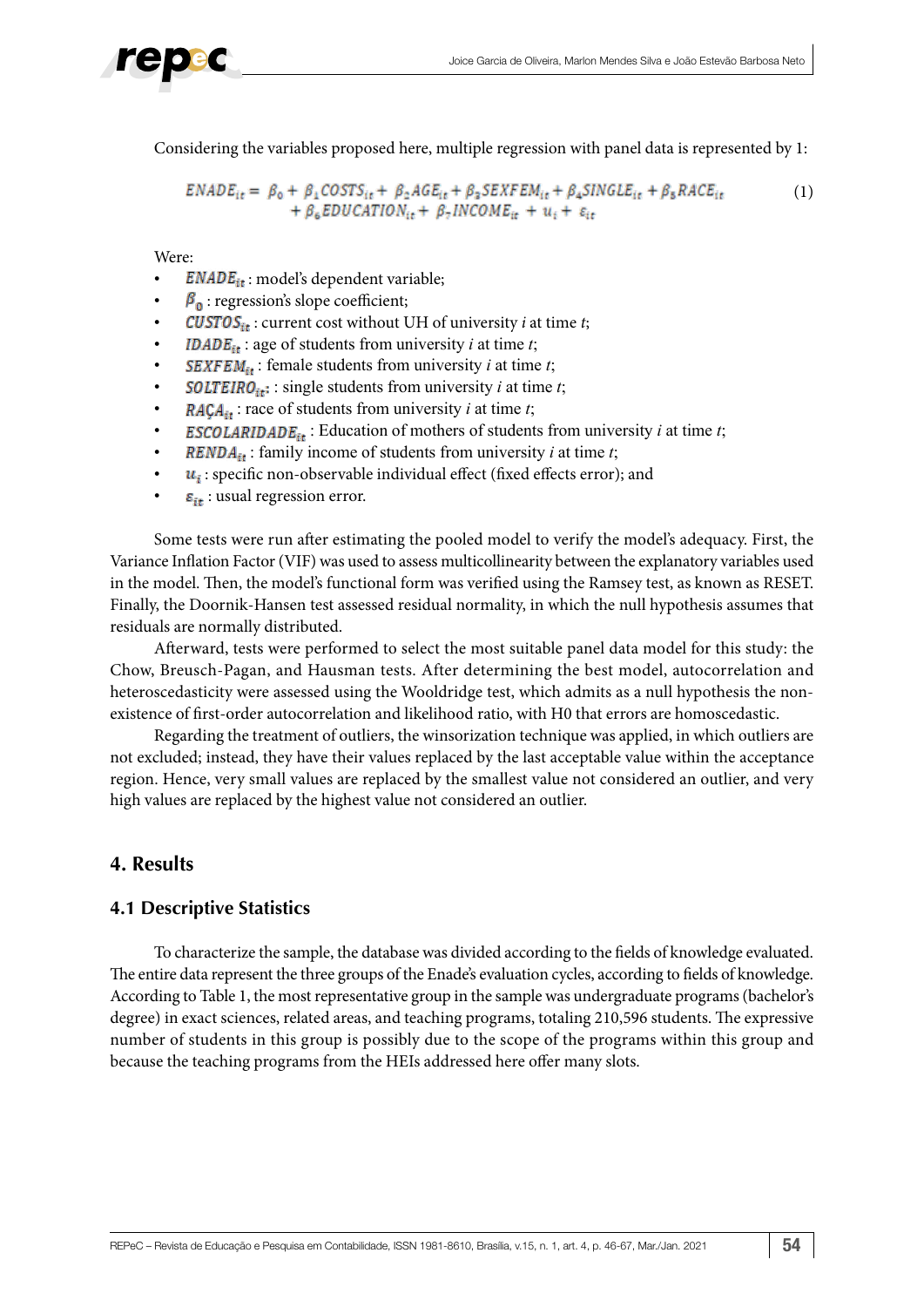Considering the variables proposed here, multiple regression with panel data is represented by 1:

$$ENADE_{it} = \beta_0 + \beta_1 COSTS_{it} + \beta_2 AGE_{it} + \beta_3 SEXFEM_{it} + \beta_4 SINGLE_{it} + \beta_5 RACE_{it} + \beta_6 EDUCATION_{it} + \beta_7 INCOME_{it} + u_i + \varepsilon_{it} \quad (1)$$

Were:

- $ENADE_{it}$ : model's dependent variable;
- $\beta_0$ : regression's slope coefficient;
- $CUSTOS_{it}$ : current cost without UH of university *i* at time *t*;
- $IDADE_{it}$ : age of students from university *i* at time *t*;
- $SEXFEM_{it}$ : female students from university *i* at time *t*;
- $SOLTEIRO_{it}$: : single students from university *i* at time *t*;
- $RAÇA_{it}$ : race of students from university *i* at time *t*;
- $ESCOLARIDADE_{it}$ : Education of mothers of students from university *i* at time *t*;
- $RENDA_{it}$ : family income of students from university *i* at time *t*;
- $u_i$ : specific non-observable individual effect (fixed effects error); and
- $\varepsilon_{it}$ : usual regression error.

Some tests were run after estimating the pooled model to verify the model's adequacy. First, the Variance Inflation Factor (VIF) was used to assess multicollinearity between the explanatory variables used in the model. Then, the model's functional form was verified using the Ramsey test, as known as RESET. Finally, the Doornik-Hansen test assessed residual normality, in which the null hypothesis assumes that residuals are normally distributed.

Afterward, tests were performed to select the most suitable panel data model for this study: the Chow, Breusch-Pagan, and Hausman tests. After determining the best model, autocorrelation and heteroscedasticity were assessed using the Wooldridge test, which admits as a null hypothesis the non-existence of first-order autocorrelation and likelihood ratio, with H0 that errors are homoscedastic.

Regarding the treatment of outliers, the winsorization technique was applied, in which outliers are not excluded; instead, they have their values replaced by the last acceptable value within the acceptance region. Hence, very small values are replaced by the smallest value not considered an outlier, and very high values are replaced by the highest value not considered an outlier.

## 4. Results

### 4.1 Descriptive Statistics

To characterize the sample, the database was divided according to the fields of knowledge evaluated. The entire data represent the three groups of the Enade's evaluation cycles, according to fields of knowledge. According to Table 1, the most representative group in the sample was undergraduate programs (bachelor's degree) in exact sciences, related areas, and teaching programs, totaling 210,596 students. The expressive number of students in this group is possibly due to the scope of the programs within this group and because the teaching programs from the HEIs addressed here offer many slots.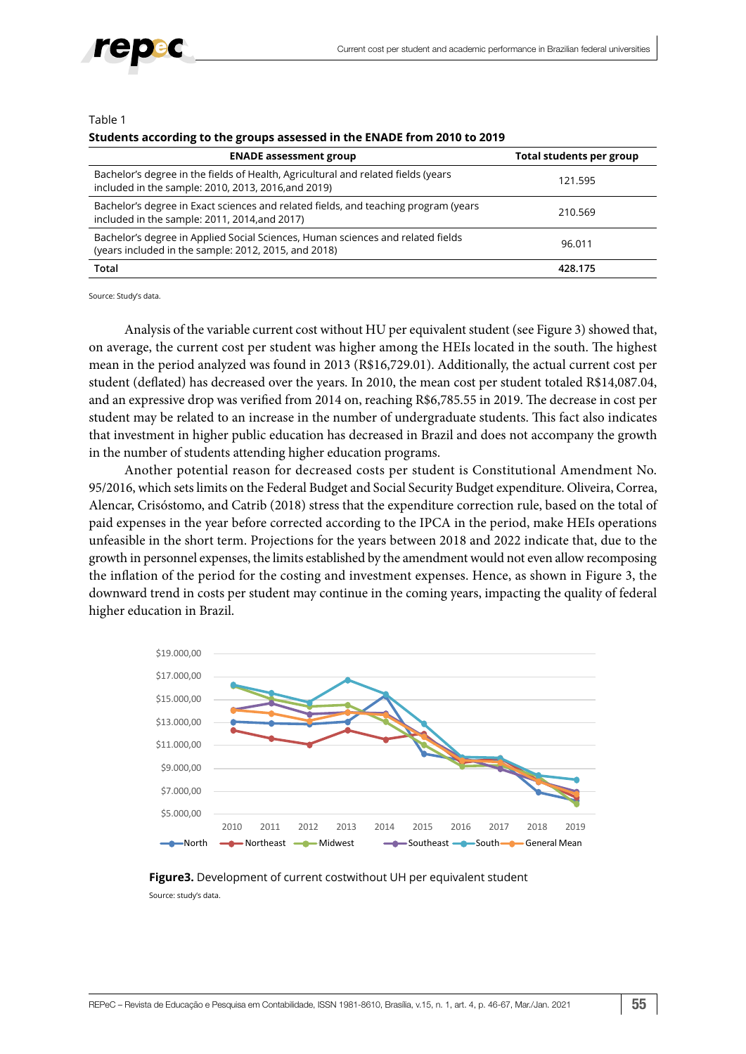Table 1

**Students according to the groups assessed in the ENADE from 2010 to 2019**

| ENADE assessment group | Total students per group |
|---|---|
| Bachelor's degree in the fields of Health, Agricultural and related fields (years included in the sample: 2010, 2013, 2016,and 2019) | 121.595 |
| Bachelor's degree in Exact sciences and related fields, and teaching program (years included in the sample: 2011, 2014,and 2017) | 210.569 |
| Bachelor's degree in Applied Social Sciences, Human sciences and related fields (years included in the sample: 2012, 2015, and 2018) | 96.011 |
| **Total** | **428.175** |

Source: Study's data.

Analysis of the variable current cost without HU per equivalent student (see Figure 3) showed that, on average, the current cost per student was higher among the HEIs located in the south. The highest mean in the period analyzed was found in 2013 (R$16,729.01). Additionally, the actual current cost per student (deflated) has decreased over the years. In 2010, the mean cost per student totaled R$14,087.04, and an expressive drop was verified from 2014 on, reaching R$6,785.55 in 2019. The decrease in cost per student may be related to an increase in the number of undergraduate students. This fact also indicates that investment in higher public education has decreased in Brazil and does not accompany the growth in the number of students attending higher education programs.

Another potential reason for decreased costs per student is Constitutional Amendment No. 95/2016, which sets limits on the Federal Budget and Social Security Budget expenditure. Oliveira, Correa, Alencar, Crisóstomo, and Catrib (2018) stress that the expenditure correction rule, based on the total of paid expenses in the year before corrected according to the IPCA in the period, make HEIs operations unfeasible in the short term. Projections for the years between 2018 and 2022 indicate that, due to the growth in personnel expenses, the limits established by the amendment would not even allow recomposing the inflation of the period for the costing and investment expenses. Hence, as shown in Figure 3, the downward trend in costs per student may continue in the coming years, impacting the quality of federal higher education in Brazil.

**Figure3.** Development of current costwithout UH per equivalent student

Source: study's data.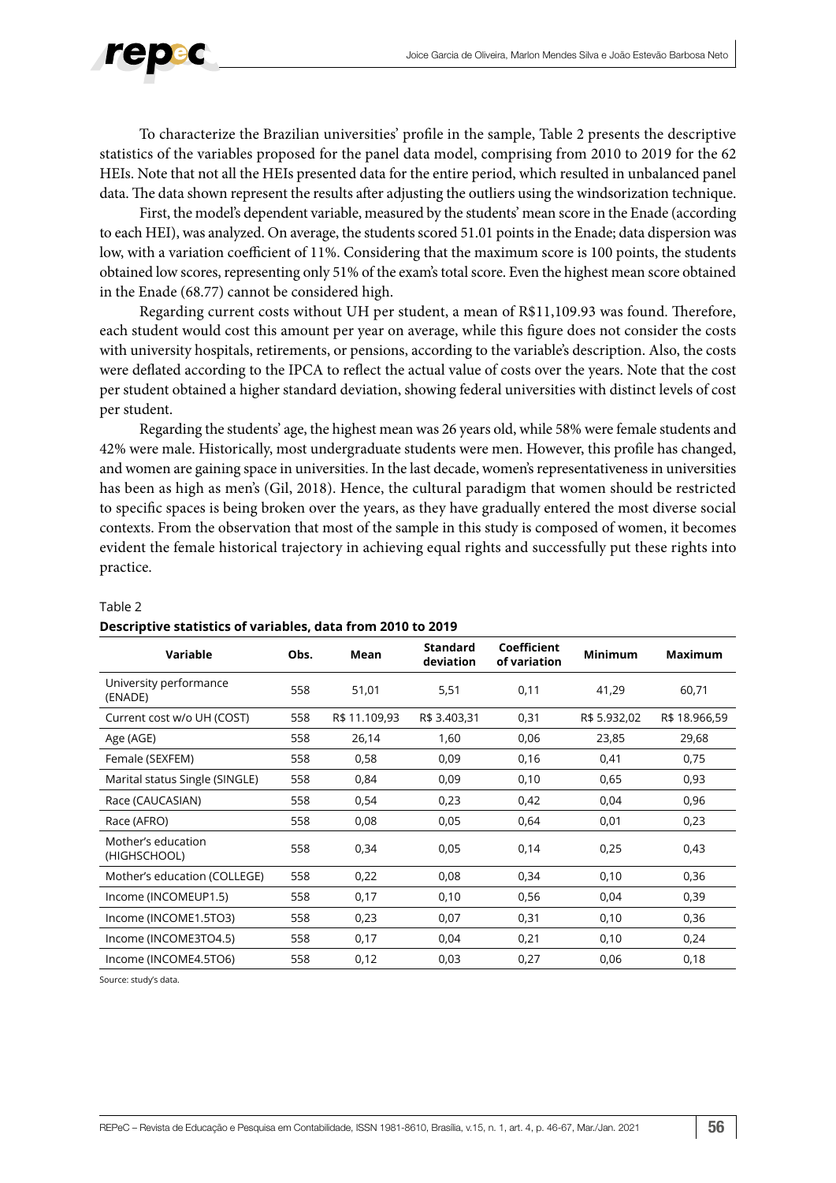To characterize the Brazilian universities' profile in the sample, Table 2 presents the descriptive statistics of the variables proposed for the panel data model, comprising from 2010 to 2019 for the 62 HEIs. Note that not all the HEIs presented data for the entire period, which resulted in unbalanced panel data. The data shown represent the results after adjusting the outliers using the windsorization technique.

First, the model's dependent variable, measured by the students' mean score in the Enade (according to each HEI), was analyzed. On average, the students scored 51.01 points in the Enade; data dispersion was low, with a variation coefficient of 11%. Considering that the maximum score is 100 points, the students obtained low scores, representing only 51% of the exam's total score. Even the highest mean score obtained in the Enade (68.77) cannot be considered high.

Regarding current costs without UH per student, a mean of R$11,109.93 was found. Therefore, each student would cost this amount per year on average, while this figure does not consider the costs with university hospitals, retirements, or pensions, according to the variable's description. Also, the costs were deflated according to the IPCA to reflect the actual value of costs over the years. Note that the cost per student obtained a higher standard deviation, showing federal universities with distinct levels of cost per student.

Regarding the students' age, the highest mean was 26 years old, while 58% were female students and 42% were male. Historically, most undergraduate students were men. However, this profile has changed, and women are gaining space in universities. In the last decade, women's representativeness in universities has been as high as men's (Gil, 2018). Hence, the cultural paradigm that women should be restricted to specific spaces is being broken over the years, as they have gradually entered the most diverse social contexts. From the observation that most of the sample in this study is composed of women, it becomes evident the female historical trajectory in achieving equal rights and successfully put these rights into practice.

Table 2

**Descriptive statistics of variables, data from 2010 to 2019**

| Variable | Obs. | Mean | Standard deviation | Coefficient of variation | Minimum | Maximum |
|---|---|---|---|---|---|---|
| University performance (ENADE) | 558 | 51,01 | 5,51 | 0,11 | 41,29 | 60,71 |
| Current cost w/o UH (COST) | 558 | R$ 11.109,93 | R$ 3.403,31 | 0,31 | R$ 5.932,02 | R$ 18.966,59 |
| Age (AGE) | 558 | 26,14 | 1,60 | 0,06 | 23,85 | 29,68 |
| Female (SEXFEM) | 558 | 0,58 | 0,09 | 0,16 | 0,41 | 0,75 |
| Marital status Single (SINGLE) | 558 | 0,84 | 0,09 | 0,10 | 0,65 | 0,93 |
| Race (CAUCASIAN) | 558 | 0,54 | 0,23 | 0,42 | 0,04 | 0,96 |
| Race (AFRO) | 558 | 0,08 | 0,05 | 0,64 | 0,01 | 0,23 |
| Mother's education (HIGHSCHOOL) | 558 | 0,34 | 0,05 | 0,14 | 0,25 | 0,43 |
| Mother's education (COLLEGE) | 558 | 0,22 | 0,08 | 0,34 | 0,10 | 0,36 |
| Income (INCOMEUP1.5) | 558 | 0,17 | 0,10 | 0,56 | 0,04 | 0,39 |
| Income (INCOME1.5TO3) | 558 | 0,23 | 0,07 | 0,31 | 0,10 | 0,36 |
| Income (INCOME3TO4.5) | 558 | 0,17 | 0,04 | 0,21 | 0,10 | 0,24 |
| Income (INCOME4.5TO6) | 558 | 0,12 | 0,03 | 0,27 | 0,06 | 0,18 |

Source: study's data.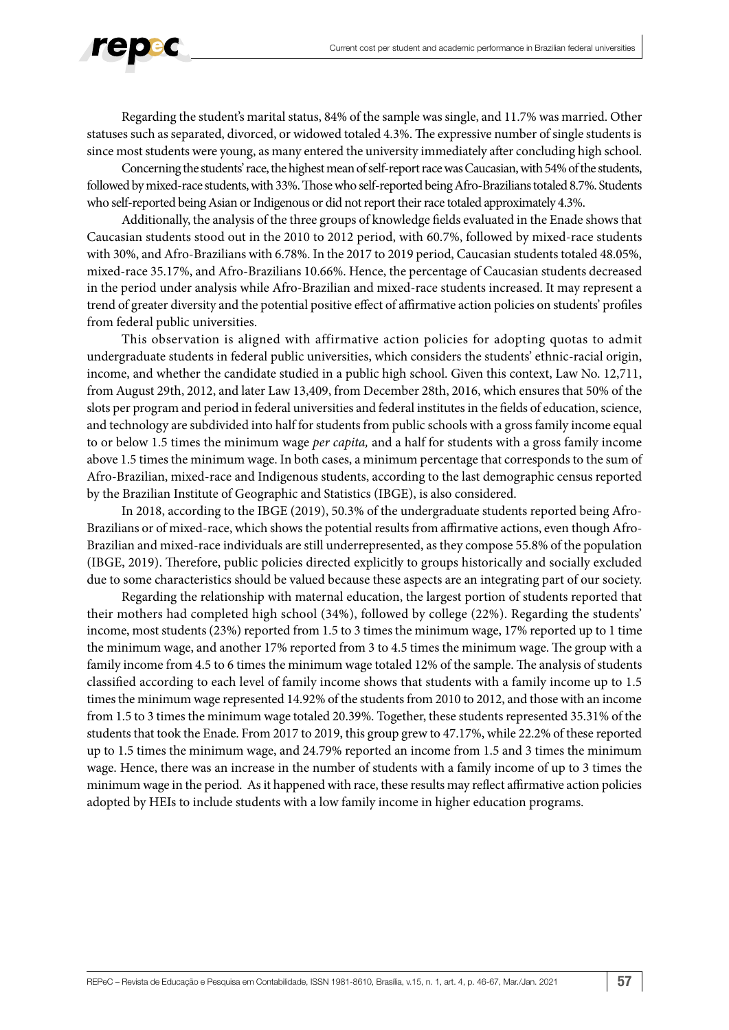Regarding the student's marital status, 84% of the sample was single, and 11.7% was married. Other statuses such as separated, divorced, or widowed totaled 4.3%. The expressive number of single students is since most students were young, as many entered the university immediately after concluding high school.

Concerning the students' race, the highest mean of self-report race was Caucasian, with 54% of the students, followed by mixed-race students, with 33%. Those who self-reported being Afro-Brazilians totaled 8.7%. Students who self-reported being Asian or Indigenous or did not report their race totaled approximately 4.3%.

Additionally, the analysis of the three groups of knowledge fields evaluated in the Enade shows that Caucasian students stood out in the 2010 to 2012 period, with 60.7%, followed by mixed-race students with 30%, and Afro-Brazilians with 6.78%. In the 2017 to 2019 period, Caucasian students totaled 48.05%, mixed-race 35.17%, and Afro-Brazilians 10.66%. Hence, the percentage of Caucasian students decreased in the period under analysis while Afro-Brazilian and mixed-race students increased. It may represent a trend of greater diversity and the potential positive effect of affirmative action policies on students' profiles from federal public universities.

This observation is aligned with affirmative action policies for adopting quotas to admit undergraduate students in federal public universities, which considers the students' ethnic-racial origin, income, and whether the candidate studied in a public high school. Given this context, Law No. 12,711, from August 29th, 2012, and later Law 13,409, from December 28th, 2016, which ensures that 50% of the slots per program and period in federal universities and federal institutes in the fields of education, science, and technology are subdivided into half for students from public schools with a gross family income equal to or below 1.5 times the minimum wage *per capita,* and a half for students with a gross family income above 1.5 times the minimum wage. In both cases, a minimum percentage that corresponds to the sum of Afro-Brazilian, mixed-race and Indigenous students, according to the last demographic census reported by the Brazilian Institute of Geographic and Statistics (IBGE), is also considered.

In 2018, according to the IBGE (2019), 50.3% of the undergraduate students reported being Afro-Brazilians or of mixed-race, which shows the potential results from affirmative actions, even though Afro-Brazilian and mixed-race individuals are still underrepresented, as they compose 55.8% of the population (IBGE, 2019). Therefore, public policies directed explicitly to groups historically and socially excluded due to some characteristics should be valued because these aspects are an integrating part of our society.

Regarding the relationship with maternal education, the largest portion of students reported that their mothers had completed high school (34%), followed by college (22%). Regarding the students' income, most students (23%) reported from 1.5 to 3 times the minimum wage, 17% reported up to 1 time the minimum wage, and another 17% reported from 3 to 4.5 times the minimum wage. The group with a family income from 4.5 to 6 times the minimum wage totaled 12% of the sample. The analysis of students classified according to each level of family income shows that students with a family income up to 1.5 times the minimum wage represented 14.92% of the students from 2010 to 2012, and those with an income from 1.5 to 3 times the minimum wage totaled 20.39%. Together, these students represented 35.31% of the students that took the Enade. From 2017 to 2019, this group grew to 47.17%, while 22.2% of these reported up to 1.5 times the minimum wage, and 24.79% reported an income from 1.5 and 3 times the minimum wage. Hence, there was an increase in the number of students with a family income of up to 3 times the minimum wage in the period. As it happened with race, these results may reflect affirmative action policies adopted by HEIs to include students with a low family income in higher education programs.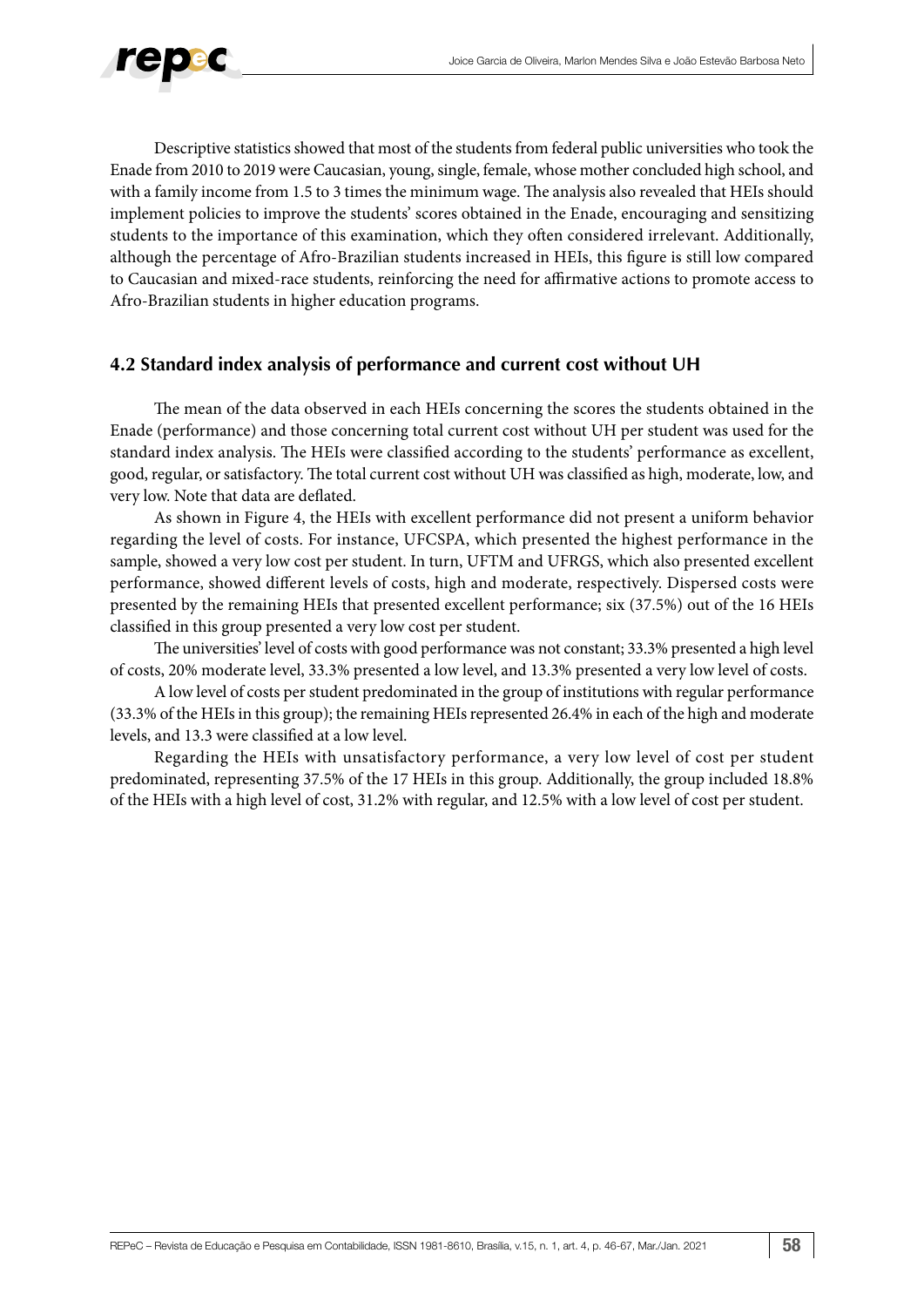Descriptive statistics showed that most of the students from federal public universities who took the Enade from 2010 to 2019 were Caucasian, young, single, female, whose mother concluded high school, and with a family income from 1.5 to 3 times the minimum wage. The analysis also revealed that HEIs should implement policies to improve the students' scores obtained in the Enade, encouraging and sensitizing students to the importance of this examination, which they often considered irrelevant. Additionally, although the percentage of Afro-Brazilian students increased in HEIs, this figure is still low compared to Caucasian and mixed-race students, reinforcing the need for affirmative actions to promote access to Afro-Brazilian students in higher education programs.

### 4.2 Standard index analysis of performance and current cost without UH

The mean of the data observed in each HEIs concerning the scores the students obtained in the Enade (performance) and those concerning total current cost without UH per student was used for the standard index analysis. The HEIs were classified according to the students' performance as excellent, good, regular, or satisfactory. The total current cost without UH was classified as high, moderate, low, and very low. Note that data are deflated.

As shown in Figure 4, the HEIs with excellent performance did not present a uniform behavior regarding the level of costs. For instance, UFCSPA, which presented the highest performance in the sample, showed a very low cost per student. In turn, UFTM and UFRGS, which also presented excellent performance, showed different levels of costs, high and moderate, respectively. Dispersed costs were presented by the remaining HEIs that presented excellent performance; six (37.5%) out of the 16 HEIs classified in this group presented a very low cost per student.

The universities' level of costs with good performance was not constant; 33.3% presented a high level of costs, 20% moderate level, 33.3% presented a low level, and 13.3% presented a very low level of costs.

A low level of costs per student predominated in the group of institutions with regular performance (33.3% of the HEIs in this group); the remaining HEIs represented 26.4% in each of the high and moderate levels, and 13.3 were classified at a low level.

Regarding the HEIs with unsatisfactory performance, a very low level of cost per student predominated, representing 37.5% of the 17 HEIs in this group. Additionally, the group included 18.8% of the HEIs with a high level of cost, 31.2% with regular, and 12.5% with a low level of cost per student.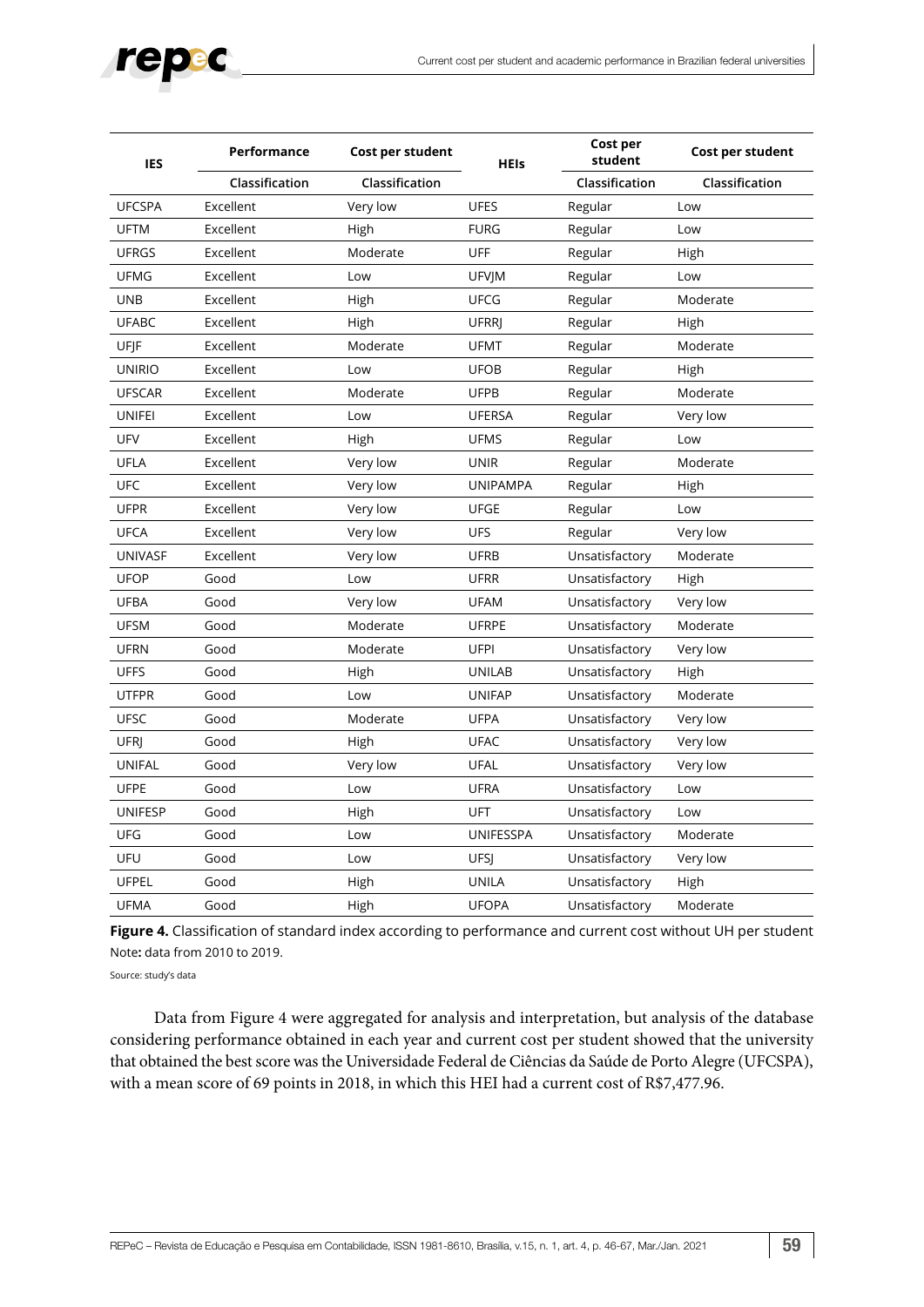| IES | Performance | Cost per student | HEIs | Cost per student | Cost per student |
|---|---|---|---|---|---|
| | Classification | Classification | | Classification | Classification |
| UFCSPA | Excellent | Very low | UFES | Regular | Low |
| UFTM | Excellent | High | FURG | Regular | Low |
| UFRGS | Excellent | Moderate | UFF | Regular | High |
| UFMG | Excellent | Low | UFVJM | Regular | Low |
| UNB | Excellent | High | UFCG | Regular | Moderate |
| UFABC | Excellent | High | UFRRJ | Regular | High |
| UFJF | Excellent | Moderate | UFMT | Regular | Moderate |
| UNIRIO | Excellent | Low | UFOB | Regular | High |
| UFSCAR | Excellent | Moderate | UFPB | Regular | Moderate |
| UNIFEI | Excellent | Low | UFERSA | Regular | Very low |
| UFV | Excellent | High | UFMS | Regular | Low |
| UFLA | Excellent | Very low | UNIR | Regular | Moderate |
| UFC | Excellent | Very low | UNIPAMPA | Regular | High |
| UFPR | Excellent | Very low | UFGE | Regular | Low |
| UFCA | Excellent | Very low | UFS | Regular | Very low |
| UNIVASF | Excellent | Very low | UFRB | Unsatisfactory | Moderate |
| UFOP | Good | Low | UFRR | Unsatisfactory | High |
| UFBA | Good | Very low | UFAM | Unsatisfactory | Very low |
| UFSM | Good | Moderate | UFRPE | Unsatisfactory | Moderate |
| UFRN | Good | Moderate | UFPI | Unsatisfactory | Very low |
| UFFS | Good | High | UNILAB | Unsatisfactory | High |
| UTFPR | Good | Low | UNIFAP | Unsatisfactory | Moderate |
| UFSC | Good | Moderate | UFPA | Unsatisfactory | Very low |
| UFRJ | Good | High | UFAC | Unsatisfactory | Very low |
| UNIFAL | Good | Very low | UFAL | Unsatisfactory | Very low |
| UFPE | Good | Low | UFRA | Unsatisfactory | Low |
| UNIFESP | Good | High | UFT | Unsatisfactory | Low |
| UFG | Good | Low | UNIFESSPA | Unsatisfactory | Moderate |
| UFU | Good | Low | UFSJ | Unsatisfactory | Very low |
| UFPEL | Good | High | UNILA | Unsatisfactory | High |
| UFMA | Good | High | UFOPA | Unsatisfactory | Moderate |

**Figure 4.** Classification of standard index according to performance and current cost without UH per student
Note**:** data from 2010 to 2019.

Source: study's data

Data from Figure 4 were aggregated for analysis and interpretation, but analysis of the database considering performance obtained in each year and current cost per student showed that the university that obtained the best score was the Universidade Federal de Ciências da Saúde de Porto Alegre (UFCSPA), with a mean score of 69 points in 2018, in which this HEI had a current cost of R$7,477.96.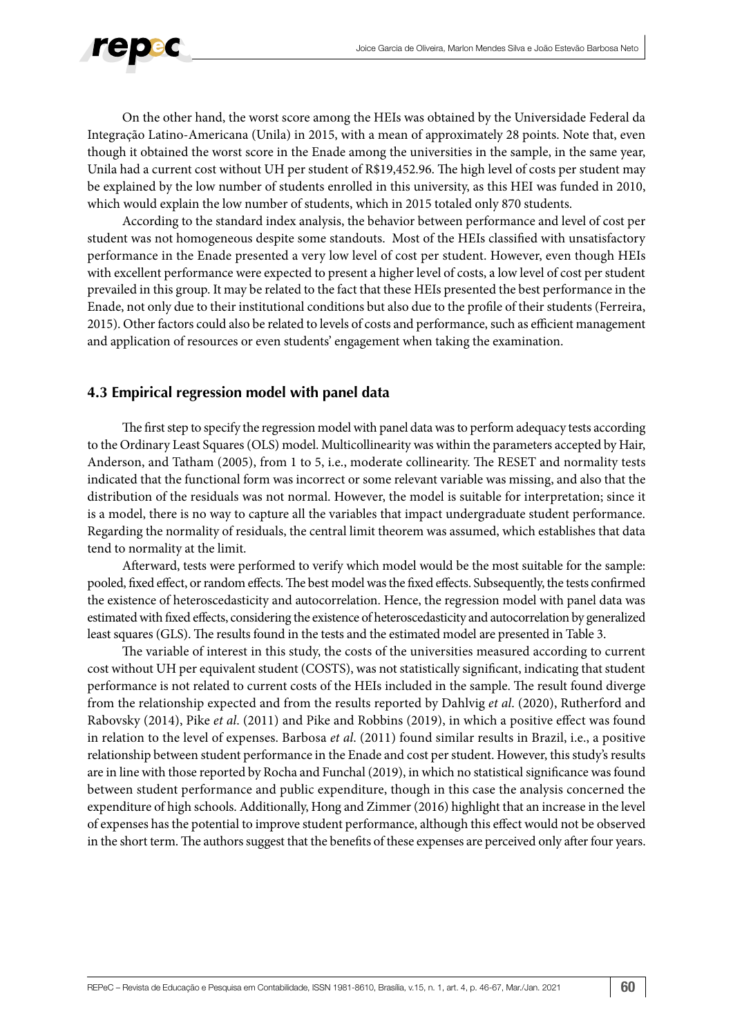On the other hand, the worst score among the HEIs was obtained by the Universidade Federal da Integração Latino-Americana (Unila) in 2015, with a mean of approximately 28 points. Note that, even though it obtained the worst score in the Enade among the universities in the sample, in the same year, Unila had a current cost without UH per student of R$19,452.96. The high level of costs per student may be explained by the low number of students enrolled in this university, as this HEI was funded in 2010, which would explain the low number of students, which in 2015 totaled only 870 students.

According to the standard index analysis, the behavior between performance and level of cost per student was not homogeneous despite some standouts. Most of the HEIs classified with unsatisfactory performance in the Enade presented a very low level of cost per student. However, even though HEIs with excellent performance were expected to present a higher level of costs, a low level of cost per student prevailed in this group. It may be related to the fact that these HEIs presented the best performance in the Enade, not only due to their institutional conditions but also due to the profile of their students (Ferreira, 2015). Other factors could also be related to levels of costs and performance, such as efficient management and application of resources or even students' engagement when taking the examination.

### 4.3 Empirical regression model with panel data

The first step to specify the regression model with panel data was to perform adequacy tests according to the Ordinary Least Squares (OLS) model. Multicollinearity was within the parameters accepted by Hair, Anderson, and Tatham (2005), from 1 to 5, i.e., moderate collinearity. The RESET and normality tests indicated that the functional form was incorrect or some relevant variable was missing, and also that the distribution of the residuals was not normal. However, the model is suitable for interpretation; since it is a model, there is no way to capture all the variables that impact undergraduate student performance. Regarding the normality of residuals, the central limit theorem was assumed, which establishes that data tend to normality at the limit.

Afterward, tests were performed to verify which model would be the most suitable for the sample: pooled, fixed effect, or random effects. The best model was the fixed effects. Subsequently, the tests confirmed the existence of heteroscedasticity and autocorrelation. Hence, the regression model with panel data was estimated with fixed effects, considering the existence of heteroscedasticity and autocorrelation by generalized least squares (GLS). The results found in the tests and the estimated model are presented in Table 3.

The variable of interest in this study, the costs of the universities measured according to current cost without UH per equivalent student (COSTS), was not statistically significant, indicating that student performance is not related to current costs of the HEIs included in the sample. The result found diverge from the relationship expected and from the results reported by Dahlvig *et al*. (2020), Rutherford and Rabovsky (2014), Pike *et al*. (2011) and Pike and Robbins (2019), in which a positive effect was found in relation to the level of expenses. Barbosa *et al*. (2011) found similar results in Brazil, i.e., a positive relationship between student performance in the Enade and cost per student. However, this study's results are in line with those reported by Rocha and Funchal (2019), in which no statistical significance was found between student performance and public expenditure, though in this case the analysis concerned the expenditure of high schools. Additionally, Hong and Zimmer (2016) highlight that an increase in the level of expenses has the potential to improve student performance, although this effect would not be observed in the short term. The authors suggest that the benefits of these expenses are perceived only after four years.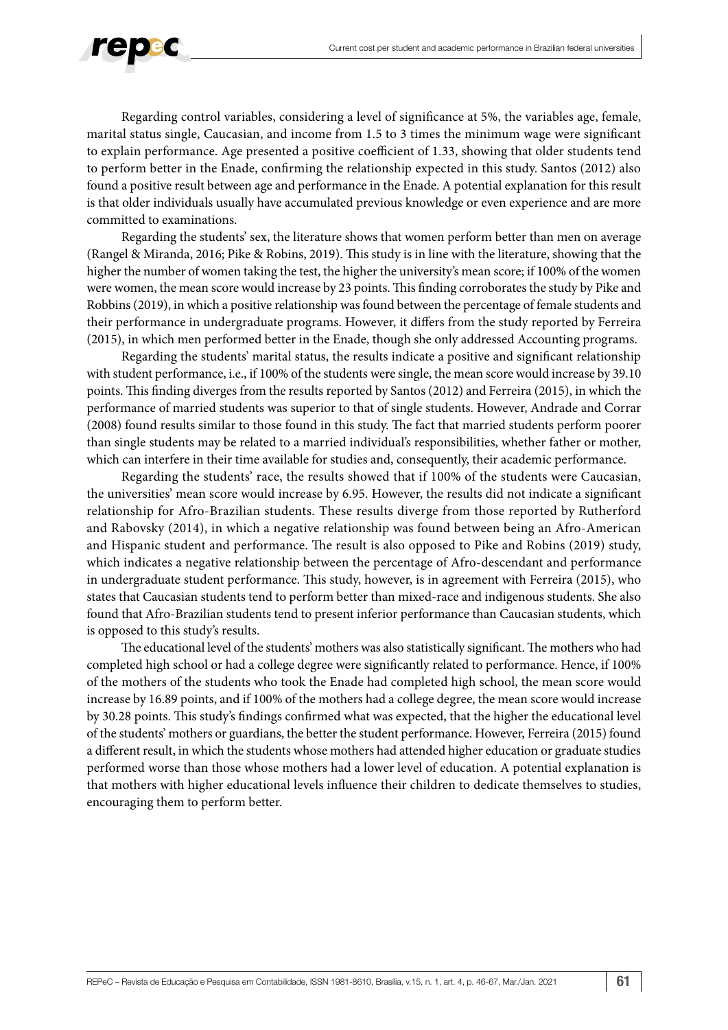Regarding control variables, considering a level of significance at 5%, the variables age, female, marital status single, Caucasian, and income from 1.5 to 3 times the minimum wage were significant to explain performance. Age presented a positive coefficient of 1.33, showing that older students tend to perform better in the Enade, confirming the relationship expected in this study. Santos (2012) also found a positive result between age and performance in the Enade. A potential explanation for this result is that older individuals usually have accumulated previous knowledge or even experience and are more committed to examinations.

Regarding the students' sex, the literature shows that women perform better than men on average (Rangel & Miranda, 2016; Pike & Robins, 2019). This study is in line with the literature, showing that the higher the number of women taking the test, the higher the university's mean score; if 100% of the women were women, the mean score would increase by 23 points. This finding corroborates the study by Pike and Robbins (2019), in which a positive relationship was found between the percentage of female students and their performance in undergraduate programs. However, it differs from the study reported by Ferreira (2015), in which men performed better in the Enade, though she only addressed Accounting programs.

Regarding the students' marital status, the results indicate a positive and significant relationship with student performance, i.e., if 100% of the students were single, the mean score would increase by 39.10 points. This finding diverges from the results reported by Santos (2012) and Ferreira (2015), in which the performance of married students was superior to that of single students. However, Andrade and Corrar (2008) found results similar to those found in this study. The fact that married students perform poorer than single students may be related to a married individual's responsibilities, whether father or mother, which can interfere in their time available for studies and, consequently, their academic performance.

Regarding the students' race, the results showed that if 100% of the students were Caucasian, the universities' mean score would increase by 6.95. However, the results did not indicate a significant relationship for Afro-Brazilian students. These results diverge from those reported by Rutherford and Rabovsky (2014), in which a negative relationship was found between being an Afro-American and Hispanic student and performance. The result is also opposed to Pike and Robins (2019) study, which indicates a negative relationship between the percentage of Afro-descendant and performance in undergraduate student performance. This study, however, is in agreement with Ferreira (2015), who states that Caucasian students tend to perform better than mixed-race and indigenous students. She also found that Afro-Brazilian students tend to present inferior performance than Caucasian students, which is opposed to this study's results.

The educational level of the students' mothers was also statistically significant. The mothers who had completed high school or had a college degree were significantly related to performance. Hence, if 100% of the mothers of the students who took the Enade had completed high school, the mean score would increase by 16.89 points, and if 100% of the mothers had a college degree, the mean score would increase by 30.28 points. This study's findings confirmed what was expected, that the higher the educational level of the students' mothers or guardians, the better the student performance. However, Ferreira (2015) found a different result, in which the students whose mothers had attended higher education or graduate studies performed worse than those whose mothers had a lower level of education. A potential explanation is that mothers with higher educational levels influence their children to dedicate themselves to studies, encouraging them to perform better.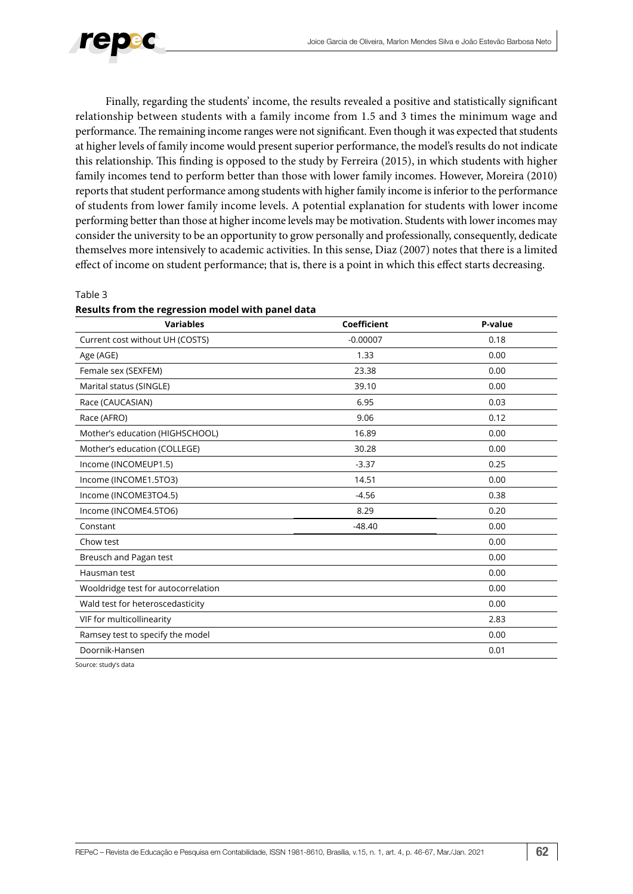Finally, regarding the students' income, the results revealed a positive and statistically significant relationship between students with a family income from 1.5 and 3 times the minimum wage and performance. The remaining income ranges were not significant. Even though it was expected that students at higher levels of family income would present superior performance, the model's results do not indicate this relationship. This finding is opposed to the study by Ferreira (2015), in which students with higher family incomes tend to perform better than those with lower family incomes. However, Moreira (2010) reports that student performance among students with higher family income is inferior to the performance of students from lower family income levels. A potential explanation for students with lower income performing better than those at higher income levels may be motivation. Students with lower incomes may consider the university to be an opportunity to grow personally and professionally, consequently, dedicate themselves more intensively to academic activities. In this sense, Diaz (2007) notes that there is a limited effect of income on student performance; that is, there is a point in which this effect starts decreasing.

Table 3

**Results from the regression model with panel data**

| Variables | Coefficient | P-value |
|---|---|---|
| Current cost without UH (COSTS) | -0.00007 | 0.18 |
| Age (AGE) | 1.33 | 0.00 |
| Female sex (SEXFEM) | 23.38 | 0.00 |
| Marital status (SINGLE) | 39.10 | 0.00 |
| Race (CAUCASIAN) | 6.95 | 0.03 |
| Race (AFRO) | 9.06 | 0.12 |
| Mother's education (HIGHSCHOOL) | 16.89 | 0.00 |
| Mother's education (COLLEGE) | 30.28 | 0.00 |
| Income (INCOMEUP1.5) | -3.37 | 0.25 |
| Income (INCOME1.5TO3) | 14.51 | 0.00 |
| Income (INCOME3TO4.5) | -4.56 | 0.38 |
| Income (INCOME4.5TO6) | 8.29 | 0.20 |
| Constant | -48.40 | 0.00 |
| Chow test | | 0.00 |
| Breusch and Pagan test | | 0.00 |
| Hausman test | | 0.00 |
| Wooldridge test for autocorrelation | | 0.00 |
| Wald test for heteroscedasticity | | 0.00 |
| VIF for multicollinearity | | 2.83 |
| Ramsey test to specify the model | | 0.00 |
| Doornik-Hansen | | 0.01 |

Source: study's data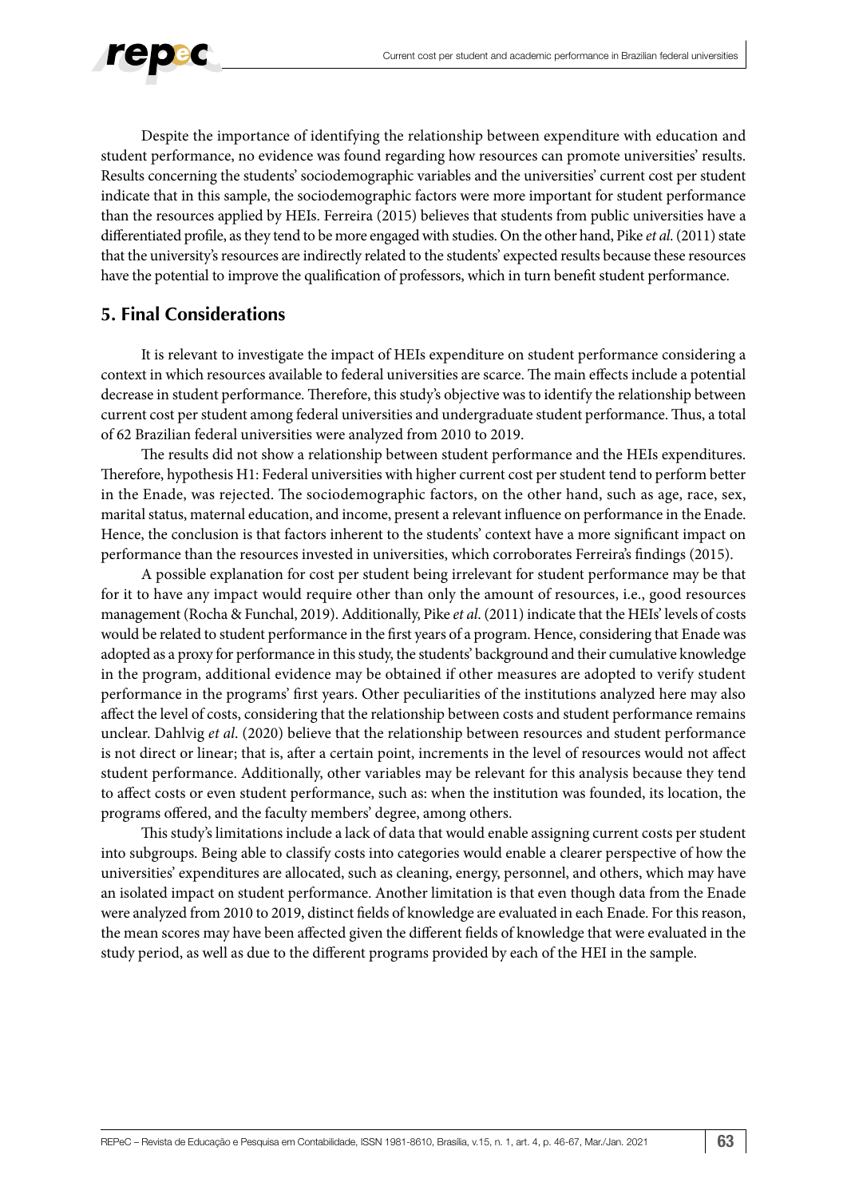Despite the importance of identifying the relationship between expenditure with education and student performance, no evidence was found regarding how resources can promote universities' results. Results concerning the students' sociodemographic variables and the universities' current cost per student indicate that in this sample, the sociodemographic factors were more important for student performance than the resources applied by HEIs. Ferreira (2015) believes that students from public universities have a differentiated profile, as they tend to be more engaged with studies. On the other hand, Pike *et al.* (2011) state that the university's resources are indirectly related to the students' expected results because these resources have the potential to improve the qualification of professors, which in turn benefit student performance.

## 5. Final Considerations

It is relevant to investigate the impact of HEIs expenditure on student performance considering a context in which resources available to federal universities are scarce. The main effects include a potential decrease in student performance. Therefore, this study's objective was to identify the relationship between current cost per student among federal universities and undergraduate student performance. Thus, a total of 62 Brazilian federal universities were analyzed from 2010 to 2019.

The results did not show a relationship between student performance and the HEIs expenditures. Therefore, hypothesis H1: Federal universities with higher current cost per student tend to perform better in the Enade, was rejected. The sociodemographic factors, on the other hand, such as age, race, sex, marital status, maternal education, and income, present a relevant influence on performance in the Enade. Hence, the conclusion is that factors inherent to the students' context have a more significant impact on performance than the resources invested in universities, which corroborates Ferreira's findings (2015).

A possible explanation for cost per student being irrelevant for student performance may be that for it to have any impact would require other than only the amount of resources, i.e., good resources management (Rocha & Funchal, 2019). Additionally, Pike *et al.* (2011) indicate that the HEIs' levels of costs would be related to student performance in the first years of a program. Hence, considering that Enade was adopted as a proxy for performance in this study, the students' background and their cumulative knowledge in the program, additional evidence may be obtained if other measures are adopted to verify student performance in the programs' first years. Other peculiarities of the institutions analyzed here may also affect the level of costs, considering that the relationship between costs and student performance remains unclear. Dahlvig *et al.* (2020) believe that the relationship between resources and student performance is not direct or linear; that is, after a certain point, increments in the level of resources would not affect student performance. Additionally, other variables may be relevant for this analysis because they tend to affect costs or even student performance, such as: when the institution was founded, its location, the programs offered, and the faculty members' degree, among others.

This study's limitations include a lack of data that would enable assigning current costs per student into subgroups. Being able to classify costs into categories would enable a clearer perspective of how the universities' expenditures are allocated, such as cleaning, energy, personnel, and others, which may have an isolated impact on student performance. Another limitation is that even though data from the Enade were analyzed from 2010 to 2019, distinct fields of knowledge are evaluated in each Enade. For this reason, the mean scores may have been affected given the different fields of knowledge that were evaluated in the study period, as well as due to the different programs provided by each of the HEI in the sample.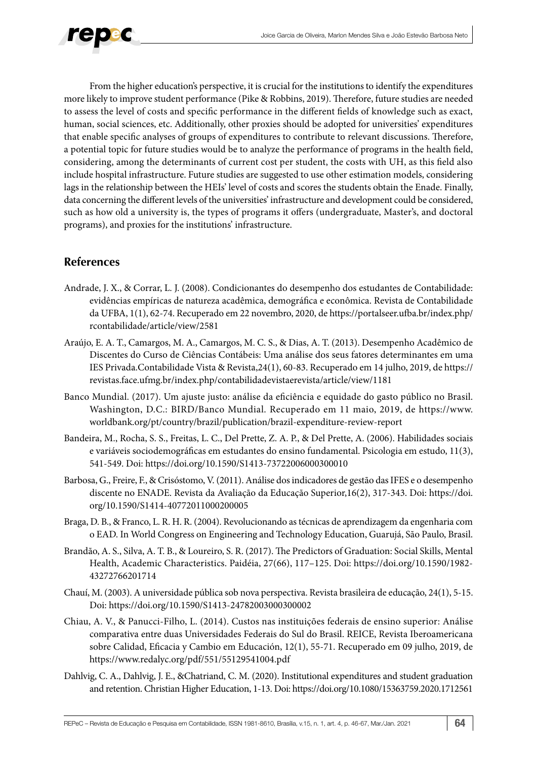From the higher education's perspective, it is crucial for the institutions to identify the expenditures more likely to improve student performance (Pike & Robbins, 2019). Therefore, future studies are needed to assess the level of costs and specific performance in the different fields of knowledge such as exact, human, social sciences, etc. Additionally, other proxies should be adopted for universities' expenditures that enable specific analyses of groups of expenditures to contribute to relevant discussions. Therefore, a potential topic for future studies would be to analyze the performance of programs in the health field, considering, among the determinants of current cost per student, the costs with UH, as this field also include hospital infrastructure. Future studies are suggested to use other estimation models, considering lags in the relationship between the HEIs' level of costs and scores the students obtain the Enade. Finally, data concerning the different levels of the universities' infrastructure and development could be considered, such as how old a university is, the types of programs it offers (undergraduate, Master's, and doctoral programs), and proxies for the institutions' infrastructure.

## References

Andrade, J. X., & Corrar, L. J. (2008). Condicionantes do desempenho dos estudantes de Contabilidade: evidências empíricas de natureza acadêmica, demográfica e econômica. Revista de Contabilidade da UFBA, 1(1), 62-74. Recuperado em 22 novembro, 2020, de https://portalseer.ufba.br/index.php/rcontabilidade/article/view/2581

Araújo, E. A. T., Camargos, M. A., Camargos, M. C. S., & Dias, A. T. (2013). Desempenho Acadêmico de Discentes do Curso de Ciências Contábeis: Uma análise dos seus fatores determinantes em uma IES Privada.Contabilidade Vista & Revista,24(1), 60-83. Recuperado em 14 julho, 2019, de https://revistas.face.ufmg.br/index.php/contabilidadevistaerevista/article/view/1181

Banco Mundial. (2017). Um ajuste justo: análise da eficiência e equidade do gasto público no Brasil. Washington, D.C.: BIRD/Banco Mundial. Recuperado em 11 maio, 2019, de https://www.worldbank.org/pt/country/brazil/publication/brazil-expenditure-review-report

Bandeira, M., Rocha, S. S., Freitas, L. C., Del Prette, Z. A. P., & Del Prette, A. (2006). Habilidades sociais e variáveis sociodemográficas em estudantes do ensino fundamental. Psicologia em estudo, 11(3), 541-549. Doi: https://doi.org/10.1590/S1413-73722006000300010

Barbosa, G., Freire, F., & Crisóstomo, V. (2011). Análise dos indicadores de gestão das IFES e o desempenho discente no ENADE. Revista da Avaliação da Educação Superior,16(2), 317-343. Doi: https://doi.org/10.1590/S1414-40772011000200005

Braga, D. B., & Franco, L. R. H. R. (2004). Revolucionando as técnicas de aprendizagem da engenharia com o EAD. In World Congress on Engineering and Technology Education, Guarujá, São Paulo, Brasil.

Brandão, A. S., Silva, A. T. B., & Loureiro, S. R. (2017). The Predictors of Graduation: Social Skills, Mental Health, Academic Characteristics. Paidéia, 27(66), 117–125. Doi: https://doi.org/10.1590/1982-43272766201714

Chauí, M. (2003). A universidade pública sob nova perspectiva. Revista brasileira de educação, 24(1), 5-15. Doi: https://doi.org/10.1590/S1413-24782003000300002

Chiau, A. V., & Panucci-Filho, L. (2014). Custos nas instituições federais de ensino superior: Análise comparativa entre duas Universidades Federais do Sul do Brasil. REICE, Revista Iberoamericana sobre Calidad, Eficacia y Cambio em Educación, 12(1), 55-71. Recuperado em 09 julho, 2019, de https://www.redalyc.org/pdf/551/55129541004.pdf

Dahlvig, C. A., Dahlvig, J. E., &Chatriand, C. M. (2020). Institutional expenditures and student graduation and retention. Christian Higher Education, 1-13. Doi: https://doi.org/10.1080/15363759.2020.1712561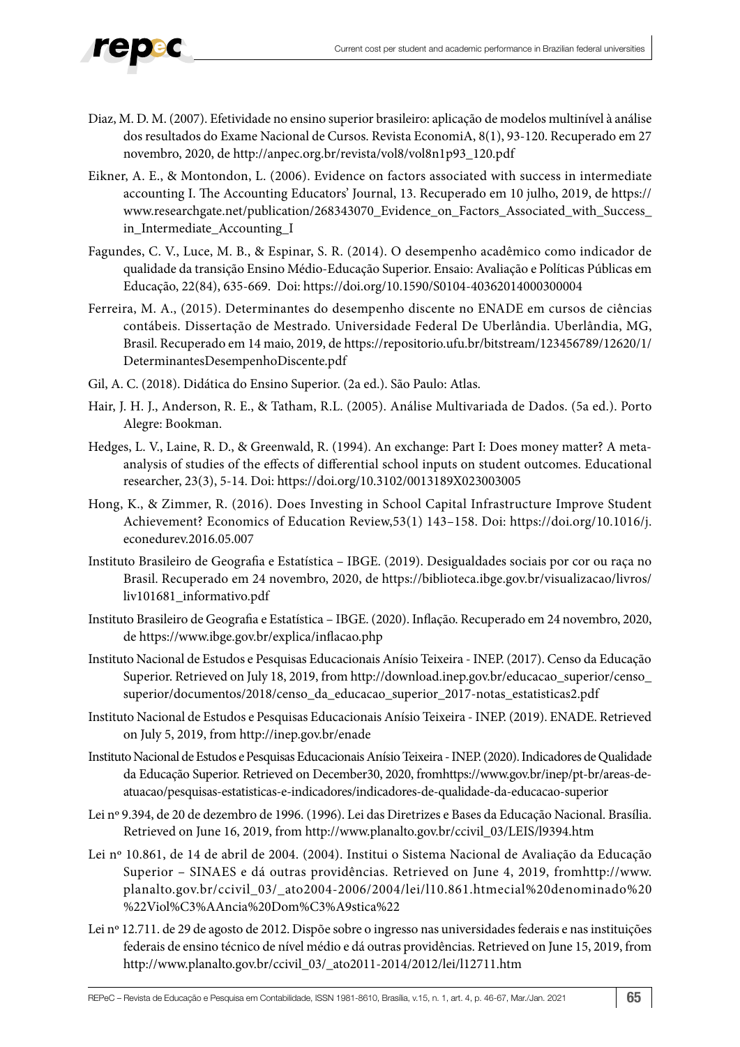Diaz, M. D. M. (2007). Efetividade no ensino superior brasileiro: aplicação de modelos multinível à análise dos resultados do Exame Nacional de Cursos. Revista EconomiA, 8(1), 93-120. Recuperado em 27 novembro, 2020, de http://anpec.org.br/revista/vol8/vol8n1p93_120.pdf

Eikner, A. E., & Montondon, L. (2006). Evidence on factors associated with success in intermediate accounting I. The Accounting Educators' Journal, 13. Recuperado em 10 julho, 2019, de https://www.researchgate.net/publication/268343070_Evidence_on_Factors_Associated_with_Success_in_Intermediate_Accounting_I

Fagundes, C. V., Luce, M. B., & Espinar, S. R. (2014). O desempenho acadêmico como indicador de qualidade da transição Ensino Médio-Educação Superior. Ensaio: Avaliação e Políticas Públicas em Educação, 22(84), 635-669. Doi: https://doi.org/10.1590/S0104-40362014000300004

Ferreira, M. A., (2015). Determinantes do desempenho discente no ENADE em cursos de ciências contábeis. Dissertação de Mestrado. Universidade Federal De Uberlândia. Uberlândia, MG, Brasil. Recuperado em 14 maio, 2019, de https://repositorio.ufu.br/bitstream/123456789/12620/1/DeterminantesDesempenhoDiscente.pdf

Gil, A. C. (2018). Didática do Ensino Superior. (2a ed.). São Paulo: Atlas.

Hair, J. H. J., Anderson, R. E., & Tatham, R.L. (2005). Análise Multivariada de Dados. (5a ed.). Porto Alegre: Bookman.

Hedges, L. V., Laine, R. D., & Greenwald, R. (1994). An exchange: Part I: Does money matter? A meta-analysis of studies of the effects of differential school inputs on student outcomes. Educational researcher, 23(3), 5-14. Doi: https://doi.org/10.3102/0013189X023003005

Hong, K., & Zimmer, R. (2016). Does Investing in School Capital Infrastructure Improve Student Achievement? Economics of Education Review,53(1) 143–158. Doi: https://doi.org/10.1016/j.econedurev.2016.05.007

Instituto Brasileiro de Geografia e Estatística – IBGE. (2019). Desigualdades sociais por cor ou raça no Brasil. Recuperado em 24 novembro, 2020, de https://biblioteca.ibge.gov.br/visualizacao/livros/liv101681_informativo.pdf

Instituto Brasileiro de Geografia e Estatística – IBGE. (2020). Inflação. Recuperado em 24 novembro, 2020, de https://www.ibge.gov.br/explica/inflacao.php

Instituto Nacional de Estudos e Pesquisas Educacionais Anísio Teixeira - INEP. (2017). Censo da Educação Superior. Retrieved on July 18, 2019, from http://download.inep.gov.br/educacao_superior/censo_superior/documentos/2018/censo_da_educacao_superior_2017-notas_estatisticas2.pdf

Instituto Nacional de Estudos e Pesquisas Educacionais Anísio Teixeira - INEP. (2019). ENADE. Retrieved on July 5, 2019, from http://inep.gov.br/enade

Instituto Nacional de Estudos e Pesquisas Educacionais Anísio Teixeira - INEP. (2020). Indicadores de Qualidade da Educação Superior. Retrieved on December30, 2020, fromhttps://www.gov.br/inep/pt-br/areas-de-atuacao/pesquisas-estatisticas-e-indicadores/indicadores-de-qualidade-da-educacao-superior

Lei nº 9.394, de 20 de dezembro de 1996. (1996). Lei das Diretrizes e Bases da Educação Nacional. Brasília. Retrieved on June 16, 2019, from http://www.planalto.gov.br/ccivil_03/LEIS/l9394.htm

Lei nº 10.861, de 14 de abril de 2004. (2004). Institui o Sistema Nacional de Avaliação da Educação Superior – SINAES e dá outras providências. Retrieved on June 4, 2019, fromhttp://www.planalto.gov.br/ccivil_03/_ato2004-2006/2004/lei/l10.861.htmecial%20denominado%20%22Viol%C3%AAncia%20Dom%C3%A9stica%22

Lei nº 12.711. de 29 de agosto de 2012. Dispõe sobre o ingresso nas universidades federais e nas instituições federais de ensino técnico de nível médio e dá outras providências. Retrieved on June 15, 2019, from http://www.planalto.gov.br/ccivil_03/_ato2011-2014/2012/lei/l12711.htm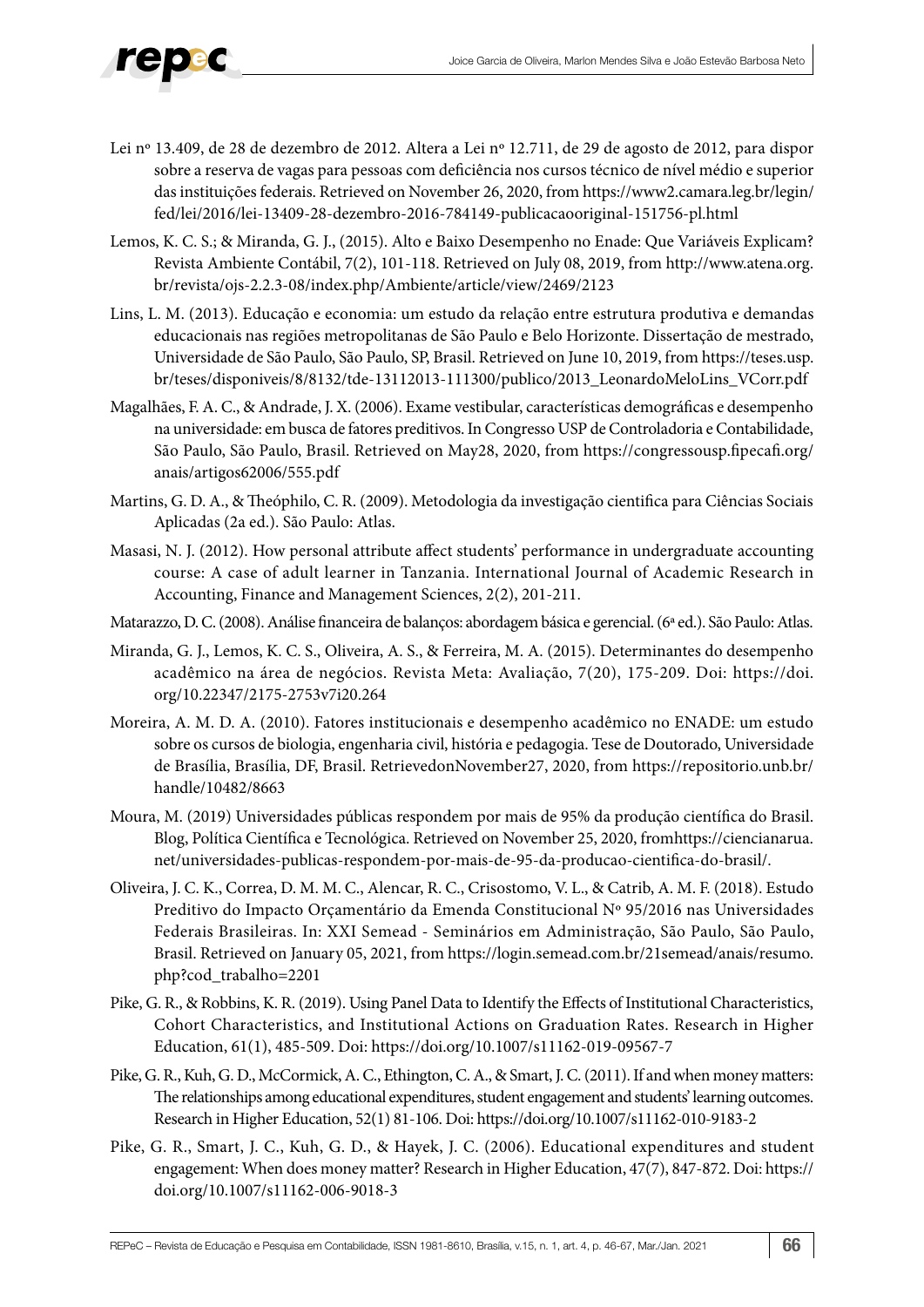Lei nº 13.409, de 28 de dezembro de 2012. Altera a Lei nº 12.711, de 29 de agosto de 2012, para dispor sobre a reserva de vagas para pessoas com deficiência nos cursos técnico de nível médio e superior das instituições federais. Retrieved on November 26, 2020, from https://www2.camara.leg.br/legin/fed/lei/2016/lei-13409-28-dezembro-2016-784149-publicacaooriginal-151756-pl.html

Lemos, K. C. S.; & Miranda, G. J., (2015). Alto e Baixo Desempenho no Enade: Que Variáveis Explicam? Revista Ambiente Contábil, 7(2), 101-118. Retrieved on July 08, 2019, from http://www.atena.org.br/revista/ojs-2.2.3-08/index.php/Ambiente/article/view/2469/2123

Lins, L. M. (2013). Educação e economia: um estudo da relação entre estrutura produtiva e demandas educacionais nas regiões metropolitanas de São Paulo e Belo Horizonte. Dissertação de mestrado, Universidade de São Paulo, São Paulo, SP, Brasil. Retrieved on June 10, 2019, from https://teses.usp.br/teses/disponiveis/8/8132/tde-13112013-111300/publico/2013_LeonardoMeloLins_VCorr.pdf

Magalhães, F. A. C., & Andrade, J. X. (2006). Exame vestibular, características demográficas e desempenho na universidade: em busca de fatores preditivos. In Congresso USP de Controladoria e Contabilidade, São Paulo, São Paulo, Brasil. Retrieved on May28, 2020, from https://congressousp.fipecafi.org/anais/artigos62006/555.pdf

Martins, G. D. A., & Theóphilo, C. R. (2009). Metodologia da investigação cientifica para Ciências Sociais Aplicadas (2a ed.). São Paulo: Atlas.

Masasi, N. J. (2012). How personal attribute affect students' performance in undergraduate accounting course: A case of adult learner in Tanzania. International Journal of Academic Research in Accounting, Finance and Management Sciences, 2(2), 201-211.

Matarazzo, D. C. (2008). Análise financeira de balanços: abordagem básica e gerencial. (6ª ed.). São Paulo: Atlas.

Miranda, G. J., Lemos, K. C. S., Oliveira, A. S., & Ferreira, M. A. (2015). Determinantes do desempenho acadêmico na área de negócios. Revista Meta: Avaliação, 7(20), 175-209. Doi: https://doi.org/10.22347/2175-2753v7i20.264

Moreira, A. M. D. A. (2010). Fatores institucionais e desempenho acadêmico no ENADE: um estudo sobre os cursos de biologia, engenharia civil, história e pedagogia. Tese de Doutorado, Universidade de Brasília, Brasília, DF, Brasil. RetrievedonNovember27, 2020, from https://repositorio.unb.br/handle/10482/8663

Moura, M. (2019) Universidades públicas respondem por mais de 95% da produção científica do Brasil. Blog, Política Científica e Tecnológica. Retrieved on November 25, 2020, fromhttps://ciencianarua.net/universidades-publicas-respondem-por-mais-de-95-da-producao-cientifica-do-brasil/.

Oliveira, J. C. K., Correa, D. M. M. C., Alencar, R. C., Crisostomo, V. L., & Catrib, A. M. F. (2018). Estudo Preditivo do Impacto Orçamentário da Emenda Constitucional Nº 95/2016 nas Universidades Federais Brasileiras. In: XXI Semead - Seminários em Administração, São Paulo, São Paulo, Brasil. Retrieved on January 05, 2021, from https://login.semead.com.br/21semead/anais/resumo.php?cod_trabalho=2201

Pike, G. R., & Robbins, K. R. (2019). Using Panel Data to Identify the Effects of Institutional Characteristics, Cohort Characteristics, and Institutional Actions on Graduation Rates. Research in Higher Education, 61(1), 485-509. Doi: https://doi.org/10.1007/s11162-019-09567-7

Pike, G. R., Kuh, G. D., McCormick, A. C., Ethington, C. A., & Smart, J. C. (2011). If and when money matters: The relationships among educational expenditures, student engagement and students' learning outcomes. Research in Higher Education, 52(1) 81-106. Doi: https://doi.org/10.1007/s11162-010-9183-2

Pike, G. R., Smart, J. C., Kuh, G. D., & Hayek, J. C. (2006). Educational expenditures and student engagement: When does money matter? Research in Higher Education, 47(7), 847-872. Doi: https://doi.org/10.1007/s11162-006-9018-3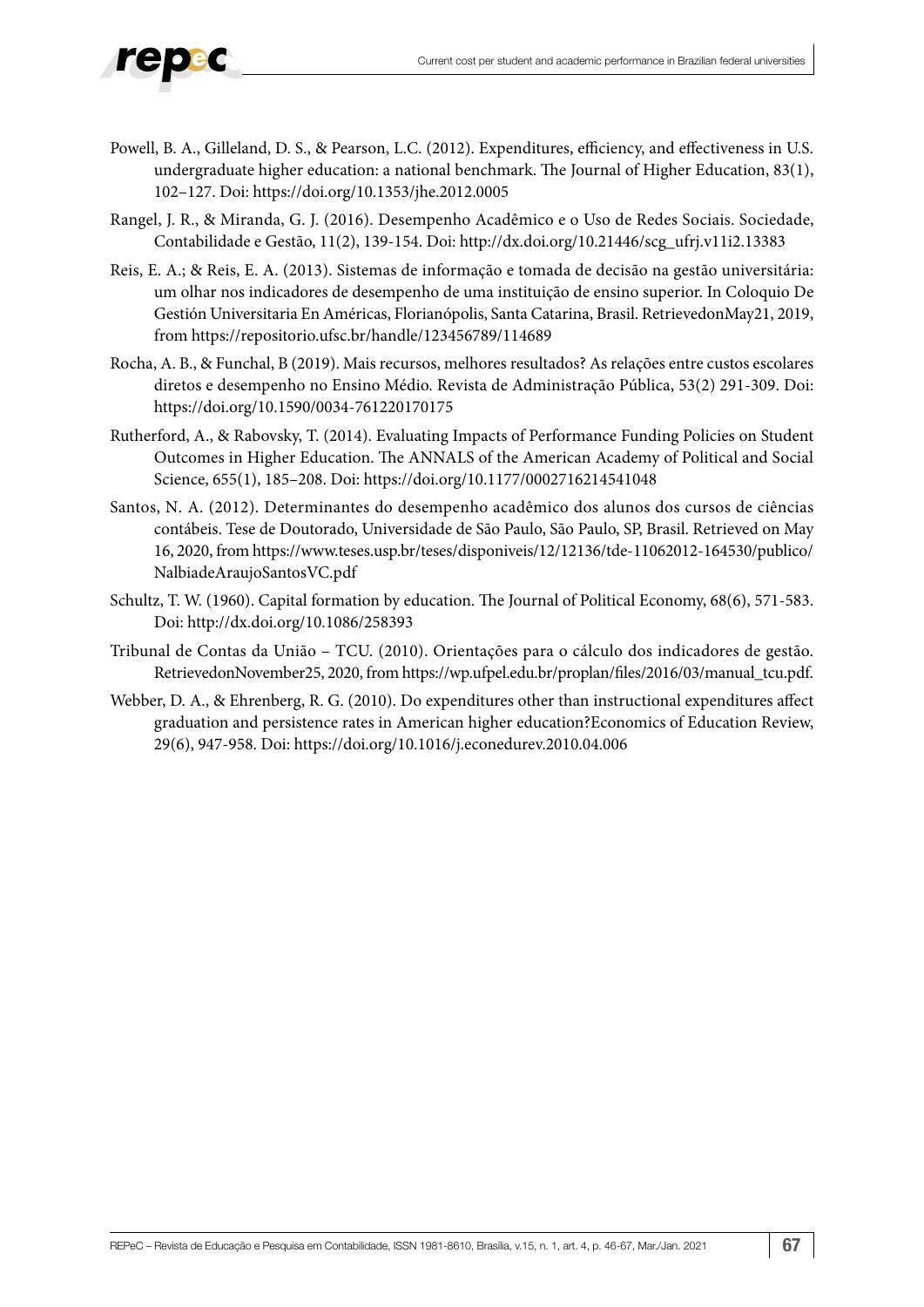Powell, B. A., Gilleland, D. S., & Pearson, L.C. (2012). Expenditures, efficiency, and effectiveness in U.S. undergraduate higher education: a national benchmark. The Journal of Higher Education, 83(1), 102–127. Doi: https://doi.org/10.1353/jhe.2012.0005

Rangel, J. R., & Miranda, G. J. (2016). Desempenho Acadêmico e o Uso de Redes Sociais. Sociedade, Contabilidade e Gestão, 11(2), 139-154. Doi: http://dx.doi.org/10.21446/scg_ufrj.v11i2.13383

Reis, E. A.; & Reis, E. A. (2013). Sistemas de informação e tomada de decisão na gestão universitária: um olhar nos indicadores de desempenho de uma instituição de ensino superior. In Coloquio De Gestión Universitaria En Américas, Florianópolis, Santa Catarina, Brasil. RetrievedonMay21, 2019, from https://repositorio.ufsc.br/handle/123456789/114689

Rocha, A. B., & Funchal, B (2019). Mais recursos, melhores resultados? As relações entre custos escolares diretos e desempenho no Ensino Médio. Revista de Administração Pública, 53(2) 291-309. Doi: https://doi.org/10.1590/0034-761220170175

Rutherford, A., & Rabovsky, T. (2014). Evaluating Impacts of Performance Funding Policies on Student Outcomes in Higher Education. The ANNALS of the American Academy of Political and Social Science, 655(1), 185–208. Doi: https://doi.org/10.1177/0002716214541048

Santos, N. A. (2012). Determinantes do desempenho acadêmico dos alunos dos cursos de ciências contábeis. Tese de Doutorado, Universidade de São Paulo, São Paulo, SP, Brasil. Retrieved on May 16, 2020, from https://www.teses.usp.br/teses/disponiveis/12/12136/tde-11062012-164530/publico/NalbiadeAraujoSantosVC.pdf

Schultz, T. W. (1960). Capital formation by education. The Journal of Political Economy, 68(6), 571-583. Doi: http://dx.doi.org/10.1086/258393

Tribunal de Contas da União – TCU. (2010). Orientações para o cálculo dos indicadores de gestão. RetrievedonNovember25, 2020, from https://wp.ufpel.edu.br/proplan/files/2016/03/manual_tcu.pdf.

Webber, D. A., & Ehrenberg, R. G. (2010). Do expenditures other than instructional expenditures affect graduation and persistence rates in American higher education?Economics of Education Review, 29(6), 947-958. Doi: https://doi.org/10.1016/j.econedurev.2010.04.006